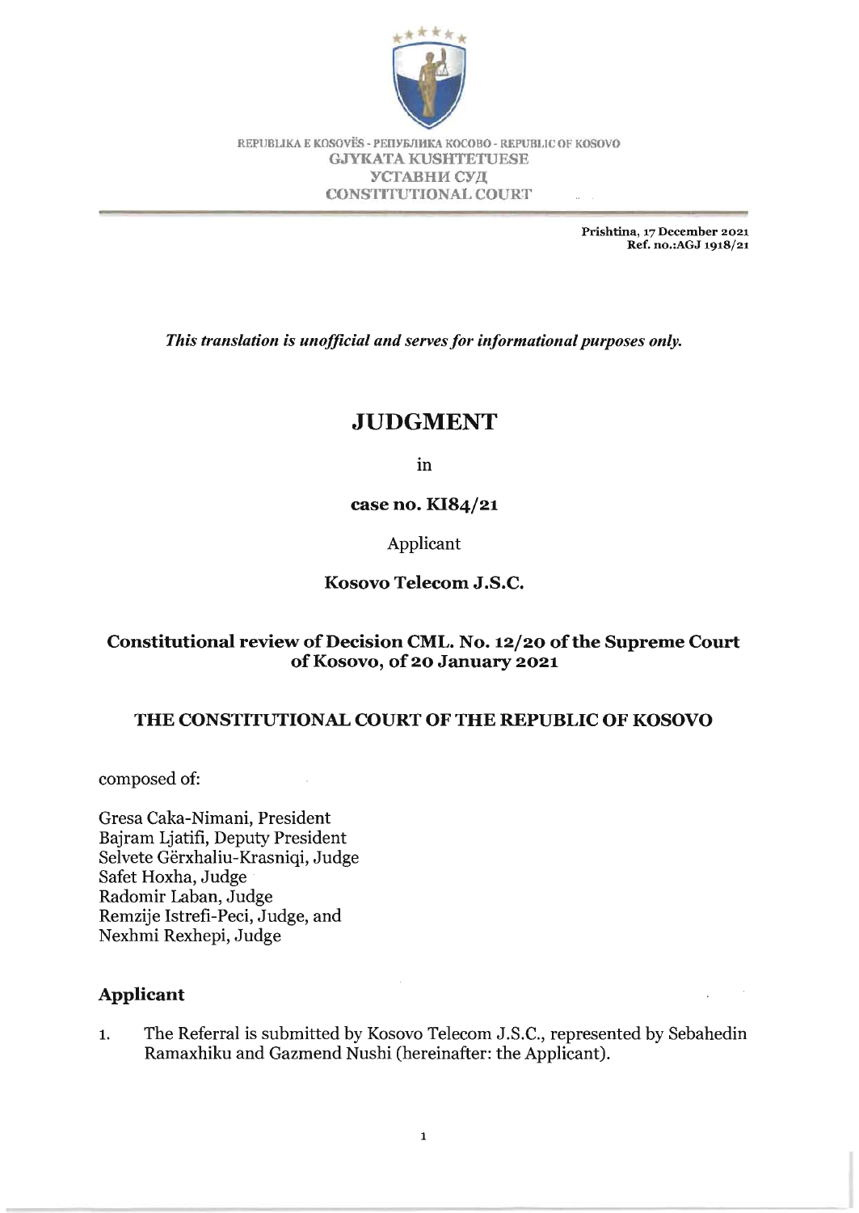REPUBLIKA E KOSOVËS - РЕПУБЛИКА КОСОВО - REPUBLIC OF KOSOVO
GJYKATA KUSHTETUESE
УСТАВНИ СУД
CONSTITUTIONAL COURT

**Prishtina, 17 December 2021**
**Ref. no.:AGJ 1918/21**

***This translation is unofficial and serves for informational purposes only.***

# JUDGMENT

in

**case no. KI84/21**

Applicant

**Kosovo Telecom J.S.C.**

**Constitutional review of Decision CML. No. 12/20 of the Supreme Court of Kosovo, of 20 January 2021**

**THE CONSTITUTIONAL COURT OF THE REPUBLIC OF KOSOVO**

composed of:

Gresa Caka-Nimani, President
Bajram Ljatifi, Deputy President
Selvete Gërxhaliu-Krasniqi, Judge
Safet Hoxha, Judge
Radomir Laban, Judge
Remzije Istrefi-Peci, Judge, and
Nexhmi Rexhepi, Judge

## Applicant

1. The Referral is submitted by Kosovo Telecom J.S.C., represented by Sebahedin Ramaxhiku and Gazmend Nushi (hereinafter: the Applicant).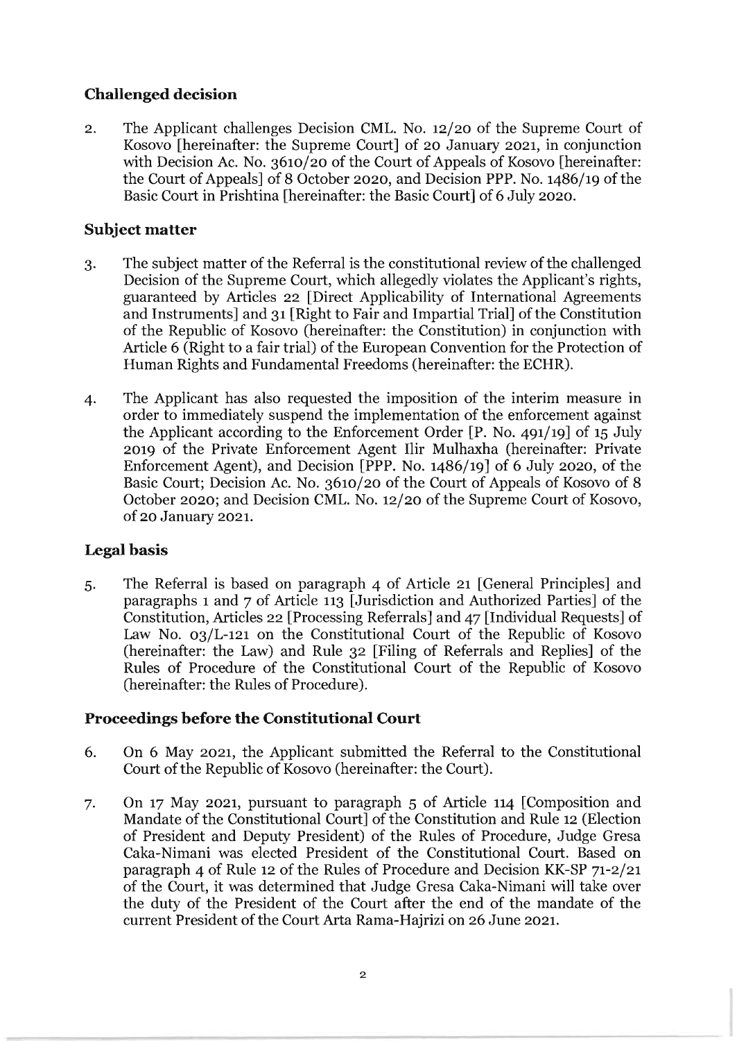## Challenged decision

2. The Applicant challenges Decision CML. No. 12/20 of the Supreme Court of Kosovo [hereinafter: the Supreme Court] of 20 January 2021, in conjunction with Decision Ac. No. 3610/20 of the Court of Appeals of Kosovo [hereinafter: the Court of Appeals] of 8 October 2020, and Decision PPP. No. 1486/19 of the Basic Court in Prishtina [hereinafter: the Basic Court] of 6 July 2020.

## Subject matter

3. The subject matter of the Referral is the constitutional review of the challenged Decision of the Supreme Court, which allegedly violates the Applicant's rights, guaranteed by Articles 22 [Direct Applicability of International Agreements and Instruments] and 31 [Right to Fair and Impartial Trial] of the Constitution of the Republic of Kosovo (hereinafter: the Constitution) in conjunction with Article 6 (Right to a fair trial) of the European Convention for the Protection of Human Rights and Fundamental Freedoms (hereinafter: the ECHR).

4. The Applicant has also requested the imposition of the interim measure in order to immediately suspend the implementation of the enforcement against the Applicant according to the Enforcement Order [P. No. 491/19] of 15 July 2019 of the Private Enforcement Agent Ilir Mulhaxha (hereinafter: Private Enforcement Agent), and Decision [PPP. No. 1486/19] of 6 July 2020, of the Basic Court; Decision Ac. No. 3610/20 of the Court of Appeals of Kosovo of 8 October 2020; and Decision CML. No. 12/20 of the Supreme Court of Kosovo, of 20 January 2021.

## Legal basis

5. The Referral is based on paragraph 4 of Article 21 [General Principles] and paragraphs 1 and 7 of Article 113 [Jurisdiction and Authorized Parties] of the Constitution, Articles 22 [Processing Referrals] and 47 [Individual Requests] of Law No. 03/L-121 on the Constitutional Court of the Republic of Kosovo (hereinafter: the Law) and Rule 32 [Filing of Referrals and Replies] of the Rules of Procedure of the Constitutional Court of the Republic of Kosovo (hereinafter: the Rules of Procedure).

## Proceedings before the Constitutional Court

6. On 6 May 2021, the Applicant submitted the Referral to the Constitutional Court of the Republic of Kosovo (hereinafter: the Court).

7. On 17 May 2021, pursuant to paragraph 5 of Article 114 [Composition and Mandate of the Constitutional Court] of the Constitution and Rule 12 (Election of President and Deputy President) of the Rules of Procedure, Judge Gresa Caka-Nimani was elected President of the Constitutional Court. Based on paragraph 4 of Rule 12 of the Rules of Procedure and Decision KK-SP 71-2/21 of the Court, it was determined that Judge Gresa Caka-Nimani will take over the duty of the President of the Court after the end of the mandate of the current President of the Court Arta Rama-Hajrizi on 26 June 2021.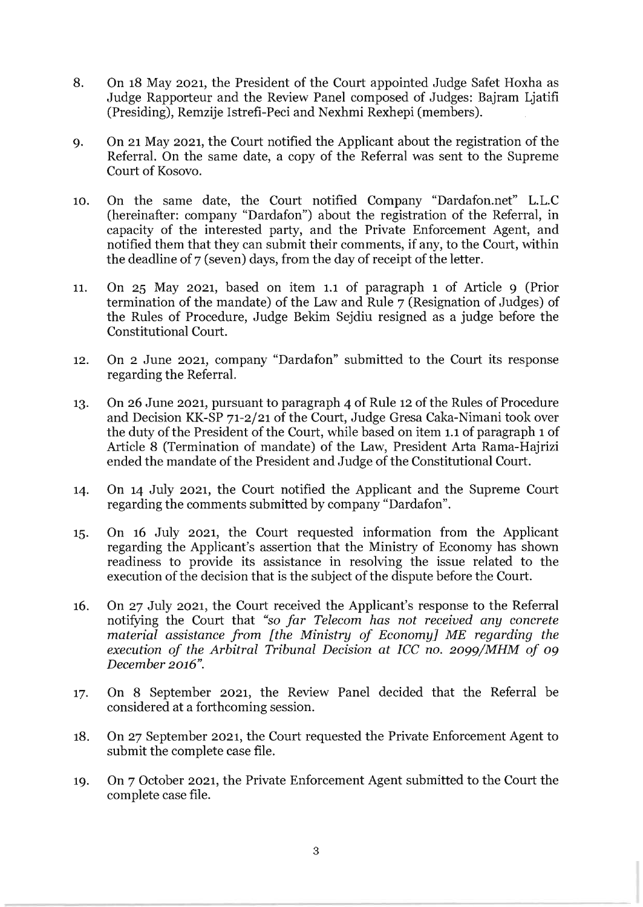8. On 18 May 2021, the President of the Court appointed Judge Safet Hoxha as Judge Rapporteur and the Review Panel composed of Judges: Bajram Ljatifi (Presiding), Remzije Istrefi-Peci and Nexhmi Rexhepi (members).

9. On 21 May 2021, the Court notified the Applicant about the registration of the Referral. On the same date, a copy of the Referral was sent to the Supreme Court of Kosovo.

10. On the same date, the Court notified Company "Dardafon.net" L.L.C (hereinafter: company "Dardafon") about the registration of the Referral, in capacity of the interested party, and the Private Enforcement Agent, and notified them that they can submit their comments, if any, to the Court, within the deadline of 7 (seven) days, from the day of receipt of the letter.

11. On 25 May 2021, based on item 1.1 of paragraph 1 of Article 9 (Prior termination of the mandate) of the Law and Rule 7 (Resignation of Judges) of the Rules of Procedure, Judge Bekim Sejdiu resigned as a judge before the Constitutional Court.

12. On 2 June 2021, company "Dardafon" submitted to the Court its response regarding the Referral.

13. On 26 June 2021, pursuant to paragraph 4 of Rule 12 of the Rules of Procedure and Decision KK-SP 71-2/21 of the Court, Judge Gresa Caka-Nimani took over the duty of the President of the Court, while based on item 1.1 of paragraph 1 of Article 8 (Termination of mandate) of the Law, President Arta Rama-Hajrizi ended the mandate of the President and Judge of the Constitutional Court.

14. On 14 July 2021, the Court notified the Applicant and the Supreme Court regarding the comments submitted by company "Dardafon".

15. On 16 July 2021, the Court requested information from the Applicant regarding the Applicant's assertion that the Ministry of Economy has shown readiness to provide its assistance in resolving the issue related to the execution of the decision that is the subject of the dispute before the Court.

16. On 27 July 2021, the Court received the Applicant's response to the Referral notifying the Court that *"so far Telecom has not received any concrete material assistance from [the Ministry of Economy] ME regarding the execution of the Arbitral Tribunal Decision at ICC no. 2099/MHM of 09 December 2016"*.

17. On 8 September 2021, the Review Panel decided that the Referral be considered at a forthcoming session.

18. On 27 September 2021, the Court requested the Private Enforcement Agent to submit the complete case file.

19. On 7 October 2021, the Private Enforcement Agent submitted to the Court the complete case file.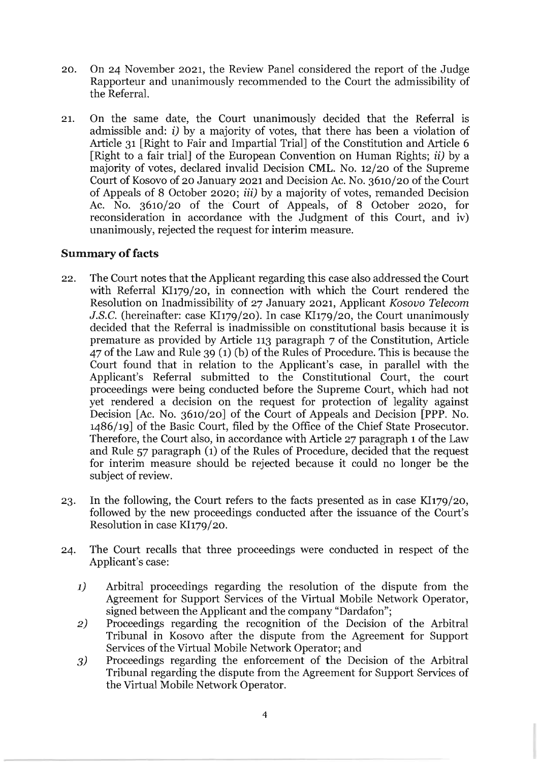20. On 24 November 2021, the Review Panel considered the report of the Judge Rapporteur and unanimously recommended to the Court the admissibility of the Referral.

21. On the same date, the Court unanimously decided that the Referral is admissible and: *i)* by a majority of votes, that there has been a violation of Article 31 [Right to Fair and Impartial Trial] of the Constitution and Article 6 [Right to a fair trial] of the European Convention on Human Rights; *ii)* by a majority of votes, declared invalid Decision CML. No. 12/20 of the Supreme Court of Kosovo of 20 January 2021 and Decision Ac. No. 3610/20 of the Court of Appeals of 8 October 2020; *iii)* by a majority of votes, remanded Decision Ac. No. 3610/20 of the Court of Appeals, of 8 October 2020, for reconsideration in accordance with the Judgment of this Court, and iv) unanimously, rejected the request for interim measure.

## Summary of facts

22. The Court notes that the Applicant regarding this case also addressed the Court with Referral KI179/20, in connection with which the Court rendered the Resolution on Inadmissibility of 27 January 2021, Applicant *Kosovo Telecom J.S.C.* (hereinafter: case KI179/20). In case KI179/20, the Court unanimously decided that the Referral is inadmissible on constitutional basis because it is premature as provided by Article 113 paragraph 7 of the Constitution, Article 47 of the Law and Rule 39 (1) (b) of the Rules of Procedure. This is because the Court found that in relation to the Applicant's case, in parallel with the Applicant's Referral submitted to the Constitutional Court, the court proceedings were being conducted before the Supreme Court, which had not yet rendered a decision on the request for protection of legality against Decision [Ac. No. 3610/20] of the Court of Appeals and Decision [PPP. No. 1486/19] of the Basic Court, filed by the Office of the Chief State Prosecutor. Therefore, the Court also, in accordance with Article 27 paragraph 1 of the Law and Rule 57 paragraph (1) of the Rules of Procedure, decided that the request for interim measure should be rejected because it could no longer be the subject of review.

23. In the following, the Court refers to the facts presented as in case KI179/20, followed by the new proceedings conducted after the issuance of the Court's Resolution in case KI179/20.

24. The Court recalls that three proceedings were conducted in respect of the Applicant's case:

    *1)* Arbitral proceedings regarding the resolution of the dispute from the Agreement for Support Services of the Virtual Mobile Network Operator, signed between the Applicant and the company "Dardafon";

    *2)* Proceedings regarding the recognition of the Decision of the Arbitral Tribunal in Kosovo after the dispute from the Agreement for Support Services of the Virtual Mobile Network Operator; and

    *3)* Proceedings regarding the enforcement of the Decision of the Arbitral Tribunal regarding the dispute from the Agreement for Support Services of the Virtual Mobile Network Operator.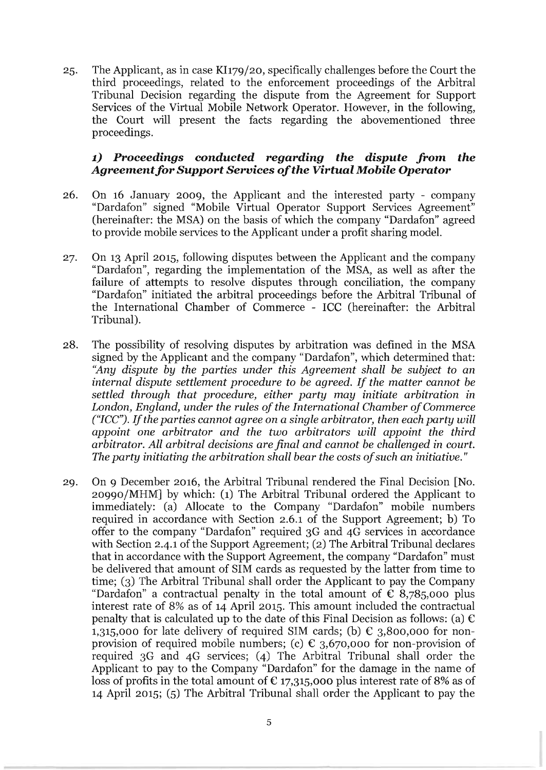25. The Applicant, as in case KI179/20, specifically challenges before the Court the third proceedings, related to the enforcement proceedings of the Arbitral Tribunal Decision regarding the dispute from the Agreement for Support Services of the Virtual Mobile Network Operator. However, in the following, the Court will present the facts regarding the abovementioned three proceedings.

### *1) Proceedings conducted regarding the dispute from the Agreement for Support Services of the Virtual Mobile Operator*

26. On 16 January 2009, the Applicant and the interested party - company "Dardafon" signed "Mobile Virtual Operator Support Services Agreement" (hereinafter: the MSA) on the basis of which the company "Dardafon" agreed to provide mobile services to the Applicant under a profit sharing model.

27. On 13 April 2015, following disputes between the Applicant and the company "Dardafon", regarding the implementation of the MSA, as well as after the failure of attempts to resolve disputes through conciliation, the company "Dardafon" initiated the arbitral proceedings before the Arbitral Tribunal of the International Chamber of Commerce - ICC (hereinafter: the Arbitral Tribunal).

28. The possibility of resolving disputes by arbitration was defined in the MSA signed by the Applicant and the company "Dardafon", which determined that: *"Any dispute by the parties under this Agreement shall be subject to an internal dispute settlement procedure to be agreed. If the matter cannot be settled through that procedure, either party may initiate arbitration in London, England, under the rules of the International Chamber of Commerce ("ICC"). If the parties cannot agree on a single arbitrator, then each party will appoint one arbitrator and the two arbitrators will appoint the third arbitrator. All arbitral decisions are final and cannot be challenged in court. The party initiating the arbitration shall bear the costs of such an initiative."*

29. On 9 December 2016, the Arbitral Tribunal rendered the Final Decision [No. 20990/MHM] by which: (1) The Arbitral Tribunal ordered the Applicant to immediately: (a) Allocate to the Company "Dardafon" mobile numbers required in accordance with Section 2.6.1 of the Support Agreement; b) To offer to the company "Dardafon" required 3G and 4G services in accordance with Section 2.4.1 of the Support Agreement; (2) The Arbitral Tribunal declares that in accordance with the Support Agreement, the company "Dardafon" must be delivered that amount of SIM cards as requested by the latter from time to time; (3) The Arbitral Tribunal shall order the Applicant to pay the Company "Dardafon" a contractual penalty in the total amount of € 8,785,000 plus interest rate of 8% as of 14 April 2015. This amount included the contractual penalty that is calculated up to the date of this Final Decision as follows: (a) € 1,315,000 for late delivery of required SIM cards; (b) € 3,800,000 for non-provision of required mobile numbers; (c) € 3,670,000 for non-provision of required 3G and 4G services; (4) The Arbitral Tribunal shall order the Applicant to pay to the Company "Dardafon" for the damage in the name of loss of profits in the total amount of € 17,315,000 plus interest rate of 8% as of 14 April 2015; (5) The Arbitral Tribunal shall order the Applicant to pay the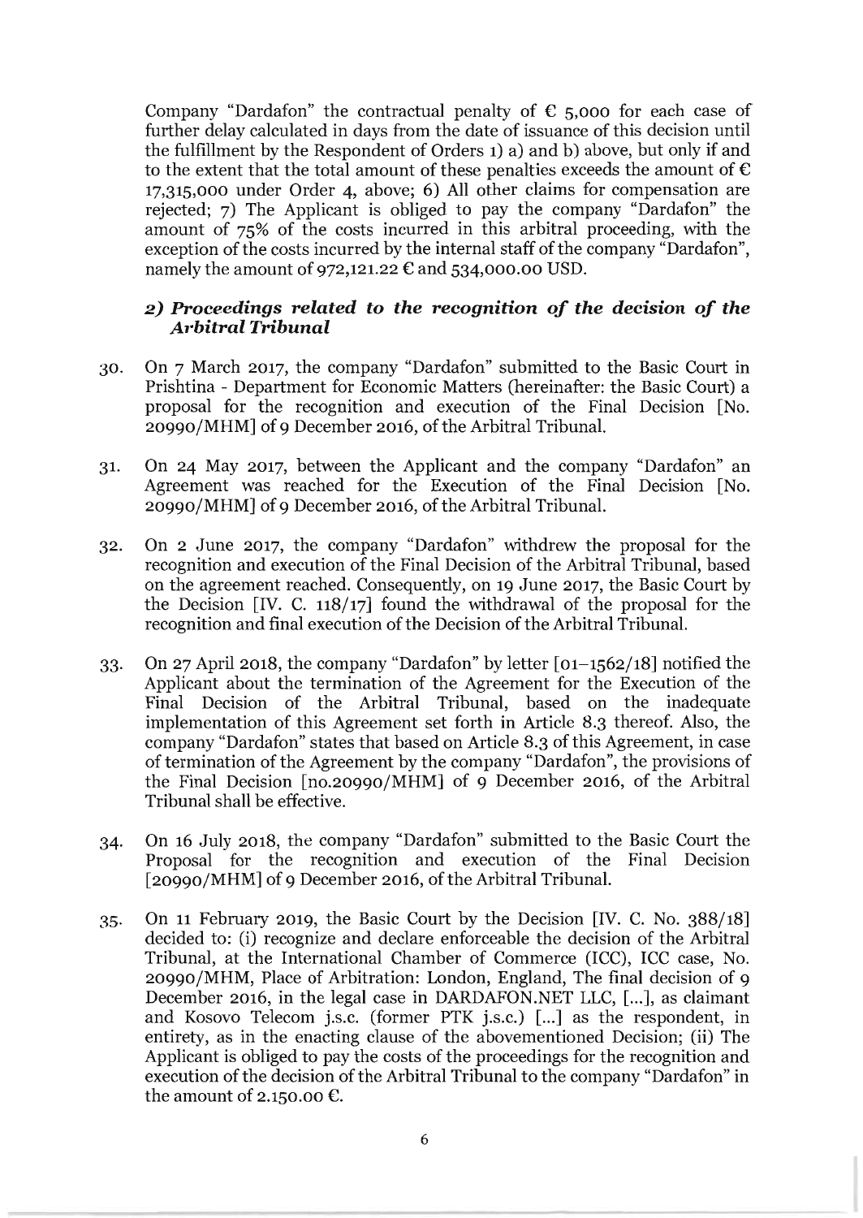Company "Dardafon" the contractual penalty of € 5,000 for each case of further delay calculated in days from the date of issuance of this decision until the fulfillment by the Respondent of Orders 1) a) and b) above, but only if and to the extent that the total amount of these penalties exceeds the amount of € 17,315,000 under Order 4, above; 6) All other claims for compensation are rejected; 7) The Applicant is obliged to pay the company "Dardafon" the amount of 75% of the costs incurred in this arbitral proceeding, with the exception of the costs incurred by the internal staff of the company "Dardafon", namely the amount of 972,121.22 € and 534,000.00 USD.

### *2) Proceedings related to the recognition of the decision of the Arbitral Tribunal*

30. On 7 March 2017, the company "Dardafon" submitted to the Basic Court in Prishtina - Department for Economic Matters (hereinafter: the Basic Court) a proposal for the recognition and execution of the Final Decision [No. 20990/MHM] of 9 December 2016, of the Arbitral Tribunal.

31. On 24 May 2017, between the Applicant and the company "Dardafon" an Agreement was reached for the Execution of the Final Decision [No. 20990/MHM] of 9 December 2016, of the Arbitral Tribunal.

32. On 2 June 2017, the company "Dardafon" withdrew the proposal for the recognition and execution of the Final Decision of the Arbitral Tribunal, based on the agreement reached. Consequently, on 19 June 2017, the Basic Court by the Decision [IV. C. 118/17] found the withdrawal of the proposal for the recognition and final execution of the Decision of the Arbitral Tribunal.

33. On 27 April 2018, the company "Dardafon" by letter [01–1562/18] notified the Applicant about the termination of the Agreement for the Execution of the Final Decision of the Arbitral Tribunal, based on the inadequate implementation of this Agreement set forth in Article 8.3 thereof. Also, the company "Dardafon" states that based on Article 8.3 of this Agreement, in case of termination of the Agreement by the company "Dardafon", the provisions of the Final Decision [no.20990/MHM] of 9 December 2016, of the Arbitral Tribunal shall be effective.

34. On 16 July 2018, the company "Dardafon" submitted to the Basic Court the Proposal for the recognition and execution of the Final Decision [20990/MHM] of 9 December 2016, of the Arbitral Tribunal.

35. On 11 February 2019, the Basic Court by the Decision [IV. C. No. 388/18] decided to: (i) recognize and declare enforceable the decision of the Arbitral Tribunal, at the International Chamber of Commerce (ICC), ICC case, No. 20990/MHM, Place of Arbitration: London, England, The final decision of 9 December 2016, in the legal case in DARDAFON.NET LLC, [...], as claimant and Kosovo Telecom j.s.c. (former PTK j.s.c.) [...] as the respondent, in entirety, as in the enacting clause of the abovementioned Decision; (ii) The Applicant is obliged to pay the costs of the proceedings for the recognition and execution of the decision of the Arbitral Tribunal to the company "Dardafon" in the amount of 2.150.00 €.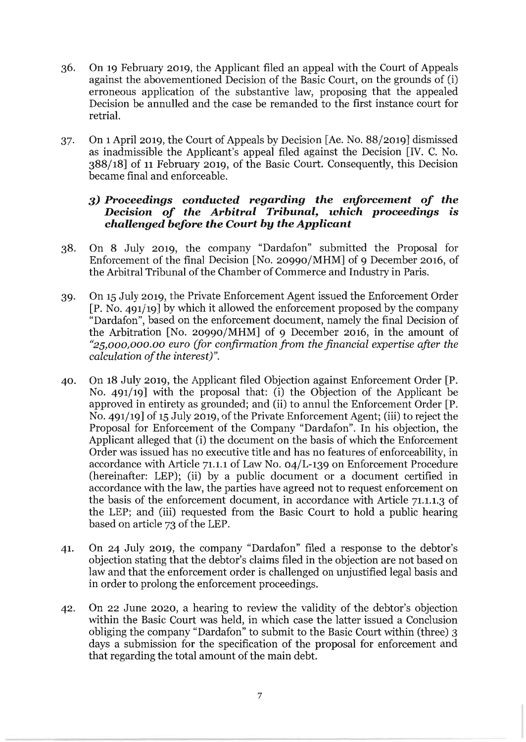36. On 19 February 2019, the Applicant filed an appeal with the Court of Appeals against the abovementioned Decision of the Basic Court, on the grounds of (i) erroneous application of the substantive law, proposing that the appealed Decision be annulled and the case be remanded to the first instance court for retrial.

37. On 1 April 2019, the Court of Appeals by Decision [Ae. No. 88/2019] dismissed as inadmissible the Applicant's appeal filed against the Decision [IV. C. No. 388/18] of 11 February 2019, of the Basic Court. Consequently, this Decision became final and enforceable.

### *3) Proceedings conducted regarding the enforcement of the Decision of the Arbitral Tribunal, which proceedings is challenged before the Court by the Applicant*

38. On 8 July 2019, the company "Dardafon" submitted the Proposal for Enforcement of the final Decision [No. 20990/MHM] of 9 December 2016, of the Arbitral Tribunal of the Chamber of Commerce and Industry in Paris.

39. On 15 July 2019, the Private Enforcement Agent issued the Enforcement Order [P. No. 491/19] by which it allowed the enforcement proposed by the company "Dardafon", based on the enforcement document, namely the final Decision of the Arbitration [No. 20990/MHM] of 9 December 2016, in the amount of *"25,000,000.00 euro (for confirmation from the financial expertise after the calculation of the interest)"*.

40. On 18 July 2019, the Applicant filed Objection against Enforcement Order [P. No. 491/19] with the proposal that: (i) the Objection of the Applicant be approved in entirety as grounded; and (ii) to annul the Enforcement Order [P. No. 491/19] of 15 July 2019, of the Private Enforcement Agent; (iii) to reject the Proposal for Enforcement of the Company "Dardafon". In his objection, the Applicant alleged that (i) the document on the basis of which the Enforcement Order was issued has no executive title and has no features of enforceability, in accordance with Article 71.1.1 of Law No. 04/L-139 on Enforcement Procedure (hereinafter: LEP); (ii) by a public document or a document certified in accordance with the law, the parties have agreed not to request enforcement on the basis of the enforcement document, in accordance with Article 71.1.1.3 of the LEP; and (iii) requested from the Basic Court to hold a public hearing based on article 73 of the LEP.

41. On 24 July 2019, the company "Dardafon" filed a response to the debtor's objection stating that the debtor's claims filed in the objection are not based on law and that the enforcement order is challenged on unjustified legal basis and in order to prolong the enforcement proceedings.

42. On 22 June 2020, a hearing to review the validity of the debtor's objection within the Basic Court was held, in which case the latter issued a Conclusion obliging the company "Dardafon" to submit to the Basic Court within (three) 3 days a submission for the specification of the proposal for enforcement and that regarding the total amount of the main debt.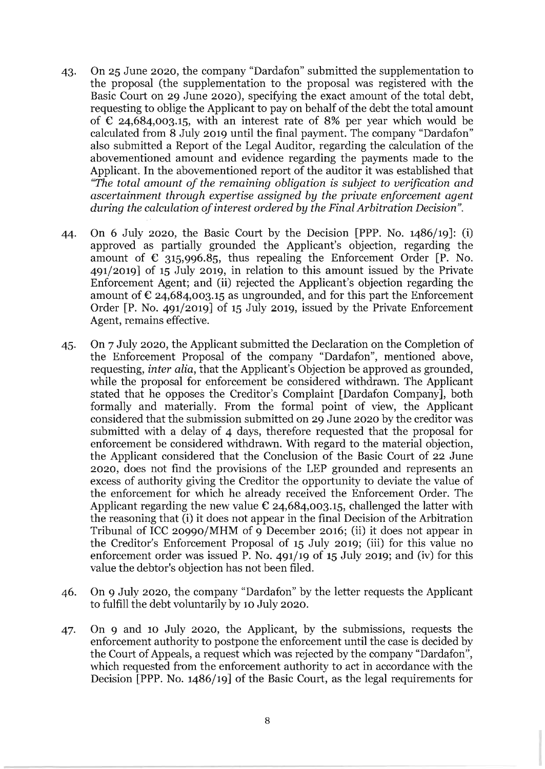43. On 25 June 2020, the company "Dardafon" submitted the supplementation to the proposal (the supplementation to the proposal was registered with the Basic Court on 29 June 2020), specifying the exact amount of the total debt, requesting to oblige the Applicant to pay on behalf of the debt the total amount of € 24,684,003.15, with an interest rate of 8% per year which would be calculated from 8 July 2019 until the final payment. The company "Dardafon" also submitted a Report of the Legal Auditor, regarding the calculation of the abovementioned amount and evidence regarding the payments made to the Applicant. In the abovementioned report of the auditor it was established that *"The total amount of the remaining obligation is subject to verification and ascertainment through expertise assigned by the private enforcement agent during the calculation of interest ordered by the Final Arbitration Decision"*.

44. On 6 July 2020, the Basic Court by the Decision [PPP. No. 1486/19]: (i) approved as partially grounded the Applicant's objection, regarding the amount of € 315,996.85, thus repealing the Enforcement Order [P. No. 491/2019] of 15 July 2019, in relation to this amount issued by the Private Enforcement Agent; and (ii) rejected the Applicant's objection regarding the amount of € 24,684,003.15 as ungrounded, and for this part the Enforcement Order [P. No. 491/2019] of 15 July 2019, issued by the Private Enforcement Agent, remains effective.

45. On 7 July 2020, the Applicant submitted the Declaration on the Completion of the Enforcement Proposal of the company "Dardafon", mentioned above, requesting, *inter alia*, that the Applicant's Objection be approved as grounded, while the proposal for enforcement be considered withdrawn. The Applicant stated that he opposes the Creditor's Complaint [Dardafon Company], both formally and materially. From the formal point of view, the Applicant considered that the submission submitted on 29 June 2020 by the creditor was submitted with a delay of 4 days, therefore requested that the proposal for enforcement be considered withdrawn. With regard to the material objection, the Applicant considered that the Conclusion of the Basic Court of 22 June 2020, does not find the provisions of the LEP grounded and represents an excess of authority giving the Creditor the opportunity to deviate the value of the enforcement for which he already received the Enforcement Order. The Applicant regarding the new value € 24,684,003.15, challenged the latter with the reasoning that (i) it does not appear in the final Decision of the Arbitration Tribunal of ICC 20990/MHM of 9 December 2016; (ii) it does not appear in the Creditor's Enforcement Proposal of 15 July 2019; (iii) for this value no enforcement order was issued P. No. 491/19 of 15 July 2019; and (iv) for this value the debtor's objection has not been filed.

46. On 9 July 2020, the company "Dardafon" by the letter requests the Applicant to fulfill the debt voluntarily by 10 July 2020.

47. On 9 and 10 July 2020, the Applicant, by the submissions, requests the enforcement authority to postpone the enforcement until the case is decided by the Court of Appeals, a request which was rejected by the company "Dardafon", which requested from the enforcement authority to act in accordance with the Decision [PPP. No. 1486/19] of the Basic Court, as the legal requirements for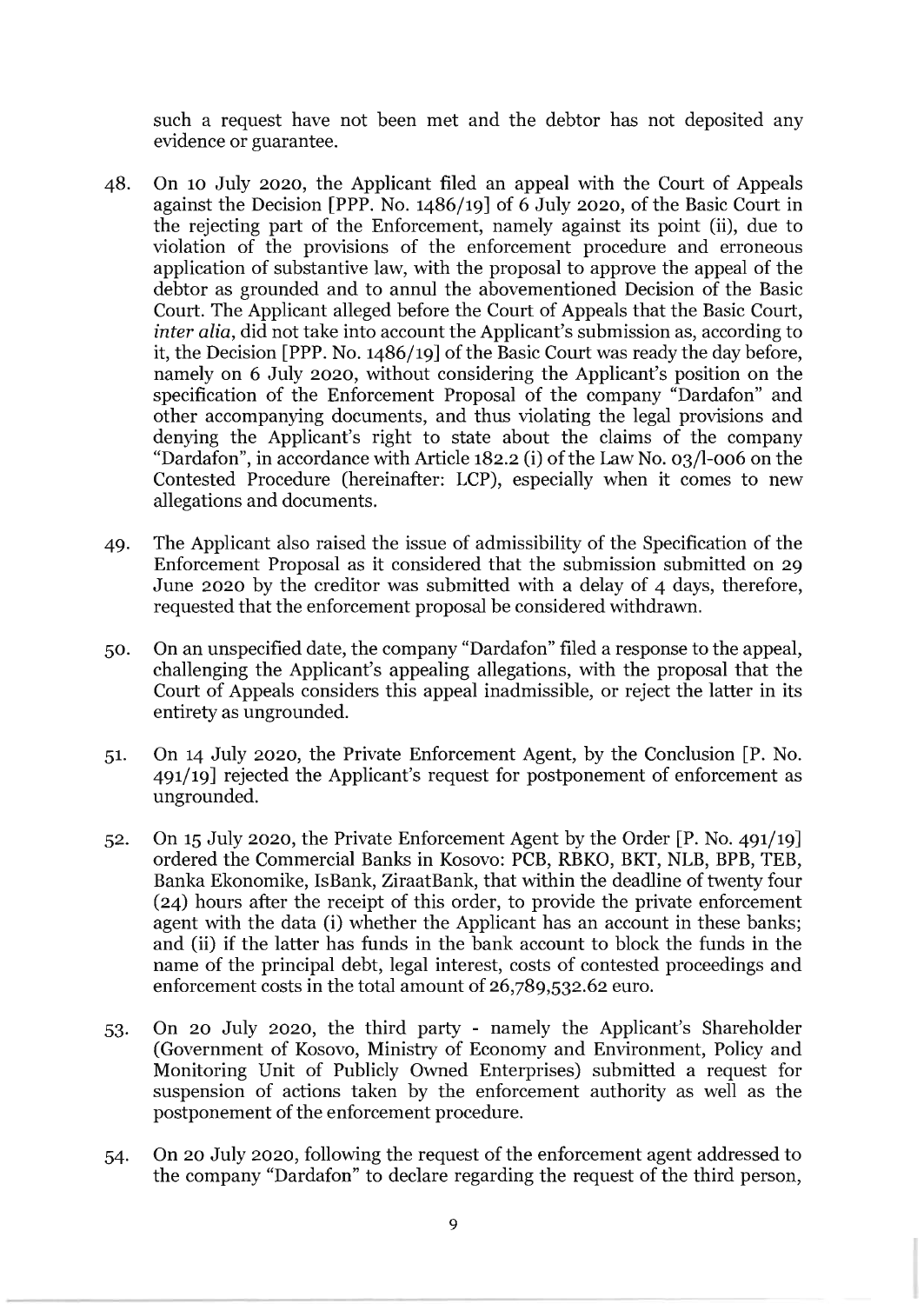such a request have not been met and the debtor has not deposited any evidence or guarantee.

48. On 10 July 2020, the Applicant filed an appeal with the Court of Appeals against the Decision [PPP. No. 1486/19] of 6 July 2020, of the Basic Court in the rejecting part of the Enforcement, namely against its point (ii), due to violation of the provisions of the enforcement procedure and erroneous application of substantive law, with the proposal to approve the appeal of the debtor as grounded and to annul the abovementioned Decision of the Basic Court. The Applicant alleged before the Court of Appeals that the Basic Court, *inter alia*, did not take into account the Applicant's submission as, according to it, the Decision [PPP. No. 1486/19] of the Basic Court was ready the day before, namely on 6 July 2020, without considering the Applicant's position on the specification of the Enforcement Proposal of the company "Dardafon" and other accompanying documents, and thus violating the legal provisions and denying the Applicant's right to state about the claims of the company "Dardafon", in accordance with Article 182.2 (i) of the Law No. 03/l-006 on the Contested Procedure (hereinafter: LCP), especially when it comes to new allegations and documents.

49. The Applicant also raised the issue of admissibility of the Specification of the Enforcement Proposal as it considered that the submission submitted on 29 June 2020 by the creditor was submitted with a delay of 4 days, therefore, requested that the enforcement proposal be considered withdrawn.

50. On an unspecified date, the company "Dardafon" filed a response to the appeal, challenging the Applicant's appealing allegations, with the proposal that the Court of Appeals considers this appeal inadmissible, or reject the latter in its entirety as ungrounded.

51. On 14 July 2020, the Private Enforcement Agent, by the Conclusion [P. No. 491/19] rejected the Applicant's request for postponement of enforcement as ungrounded.

52. On 15 July 2020, the Private Enforcement Agent by the Order [P. No. 491/19] ordered the Commercial Banks in Kosovo: PCB, RBKO, BKT, NLB, BPB, TEB, Banka Ekonomike, IsBank, ZiraatBank, that within the deadline of twenty four (24) hours after the receipt of this order, to provide the private enforcement agent with the data (i) whether the Applicant has an account in these banks; and (ii) if the latter has funds in the bank account to block the funds in the name of the principal debt, legal interest, costs of contested proceedings and enforcement costs in the total amount of 26,789,532.62 euro.

53. On 20 July 2020, the third party - namely the Applicant's Shareholder (Government of Kosovo, Ministry of Economy and Environment, Policy and Monitoring Unit of Publicly Owned Enterprises) submitted a request for suspension of actions taken by the enforcement authority as well as the postponement of the enforcement procedure.

54. On 20 July 2020, following the request of the enforcement agent addressed to the company "Dardafon" to declare regarding the request of the third person,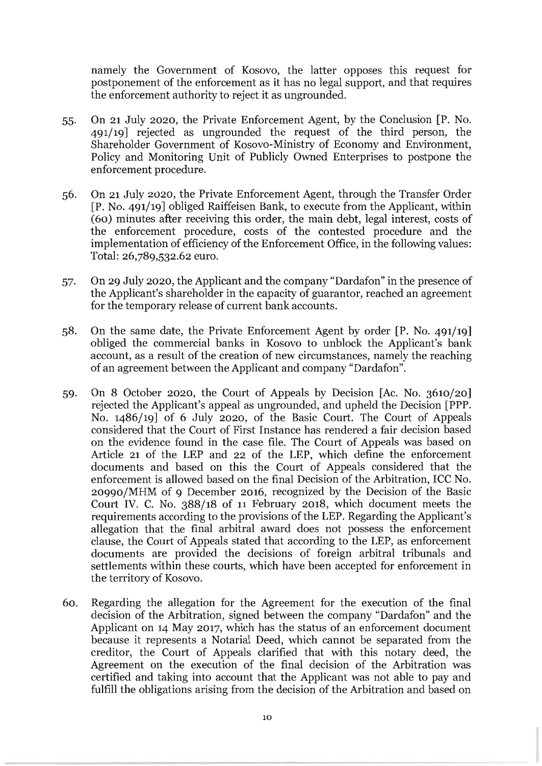namely the Government of Kosovo, the latter opposes this request for postponement of the enforcement as it has no legal support, and that requires the enforcement authority to reject it as ungrounded.

55. On 21 July 2020, the Private Enforcement Agent, by the Conclusion [P. No. 491/19] rejected as ungrounded the request of the third person, the Shareholder Government of Kosovo-Ministry of Economy and Environment, Policy and Monitoring Unit of Publicly Owned Enterprises to postpone the enforcement procedure.

56. On 21 July 2020, the Private Enforcement Agent, through the Transfer Order [P. No. 491/19] obliged Raiffeisen Bank, to execute from the Applicant, within (60) minutes after receiving this order, the main debt, legal interest, costs of the enforcement procedure, costs of the contested procedure and the implementation of efficiency of the Enforcement Office, in the following values: Total: 26,789,532.62 euro.

57. On 29 July 2020, the Applicant and the company "Dardafon" in the presence of the Applicant's shareholder in the capacity of guarantor, reached an agreement for the temporary release of current bank accounts.

58. On the same date, the Private Enforcement Agent by order [P. No. 491/19] obliged the commercial banks in Kosovo to unblock the Applicant's bank account, as a result of the creation of new circumstances, namely the reaching of an agreement between the Applicant and company "Dardafon".

59. On 8 October 2020, the Court of Appeals by Decision [Ac. No. 3610/20] rejected the Applicant's appeal as ungrounded, and upheld the Decision [PPP. No. 1486/19] of 6 July 2020, of the Basic Court. The Court of Appeals considered that the Court of First Instance has rendered a fair decision based on the evidence found in the case file. The Court of Appeals was based on Article 21 of the LEP and 22 of the LEP, which define the enforcement documents and based on this the Court of Appeals considered that the enforcement is allowed based on the final Decision of the Arbitration, ICC No. 20990/MHM of 9 December 2016, recognized by the Decision of the Basic Court IV. C. No. 388/18 of 11 February 2018, which document meets the requirements according to the provisions of the LEP. Regarding the Applicant's allegation that the final arbitral award does not possess the enforcement clause, the Court of Appeals stated that according to the LEP, as enforcement documents are provided the decisions of foreign arbitral tribunals and settlements within these courts, which have been accepted for enforcement in the territory of Kosovo.

60. Regarding the allegation for the Agreement for the execution of the final decision of the Arbitration, signed between the company "Dardafon" and the Applicant on 14 May 2017, which has the status of an enforcement document because it represents a Notarial Deed, which cannot be separated from the creditor, the Court of Appeals clarified that with this notary deed, the Agreement on the execution of the final decision of the Arbitration was certified and taking into account that the Applicant was not able to pay and fulfill the obligations arising from the decision of the Arbitration and based on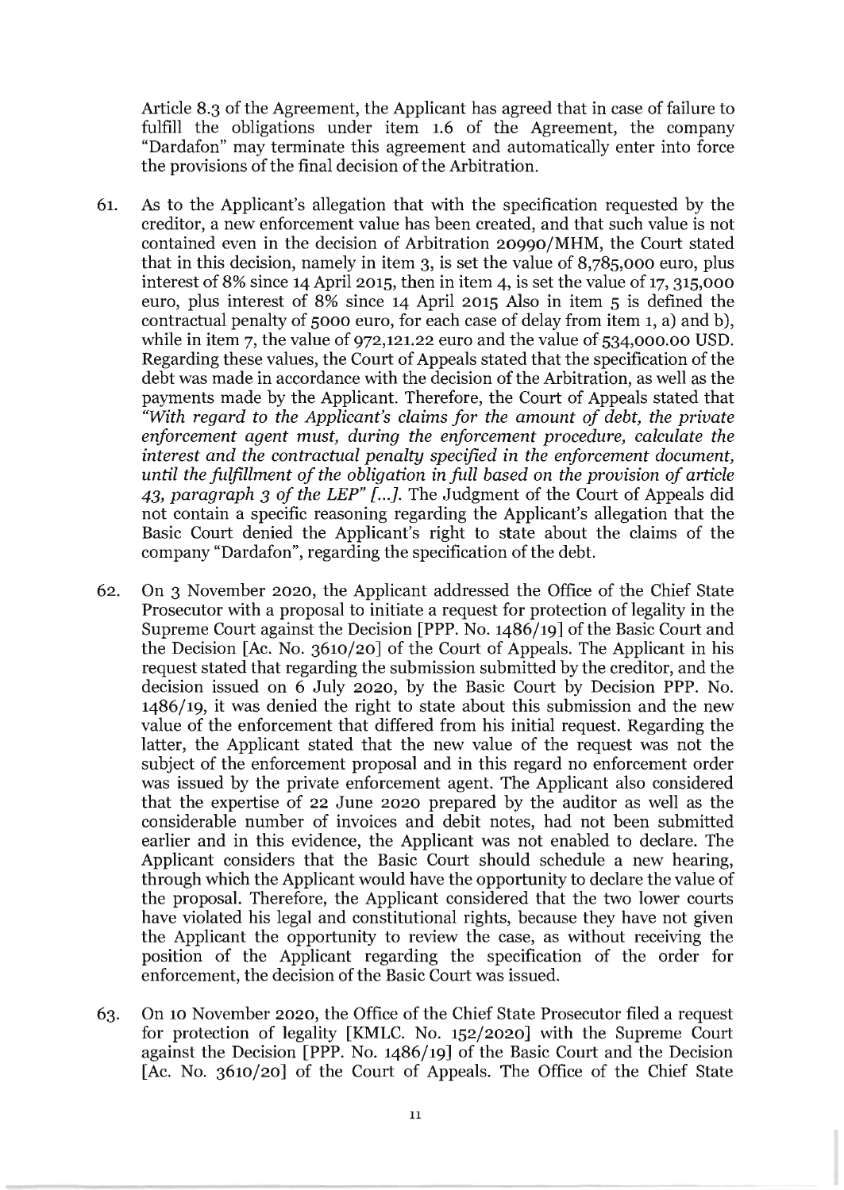Article 8.3 of the Agreement, the Applicant has agreed that in case of failure to fulfill the obligations under item 1.6 of the Agreement, the company "Dardafon" may terminate this agreement and automatically enter into force the provisions of the final decision of the Arbitration.

61. As to the Applicant's allegation that with the specification requested by the creditor, a new enforcement value has been created, and that such value is not contained even in the decision of Arbitration 20990/MHM, the Court stated that in this decision, namely in item 3, is set the value of 8,785,000 euro, plus interest of 8% since 14 April 2015, then in item 4, is set the value of 17, 315,000 euro, plus interest of 8% since 14 April 2015 Also in item 5 is defined the contractual penalty of 5000 euro, for each case of delay from item 1, a) and b), while in item 7, the value of 972,121.22 euro and the value of 534,000.00 USD. Regarding these values, the Court of Appeals stated that the specification of the debt was made in accordance with the decision of the Arbitration, as well as the payments made by the Applicant. Therefore, the Court of Appeals stated that *"With regard to the Applicant's claims for the amount of debt, the private enforcement agent must, during the enforcement procedure, calculate the interest and the contractual penalty specified in the enforcement document, until the fulfillment of the obligation in full based on the provision of article 43, paragraph 3 of the LEP" [...].* The Judgment of the Court of Appeals did not contain a specific reasoning regarding the Applicant's allegation that the Basic Court denied the Applicant's right to state about the claims of the company "Dardafon", regarding the specification of the debt.

62. On 3 November 2020, the Applicant addressed the Office of the Chief State Prosecutor with a proposal to initiate a request for protection of legality in the Supreme Court against the Decision [PPP. No. 1486/19] of the Basic Court and the Decision [Ac. No. 3610/20] of the Court of Appeals. The Applicant in his request stated that regarding the submission submitted by the creditor, and the decision issued on 6 July 2020, by the Basic Court by Decision PPP. No. 1486/19, it was denied the right to state about this submission and the new value of the enforcement that differed from his initial request. Regarding the latter, the Applicant stated that the new value of the request was not the subject of the enforcement proposal and in this regard no enforcement order was issued by the private enforcement agent. The Applicant also considered that the expertise of 22 June 2020 prepared by the auditor as well as the considerable number of invoices and debit notes, had not been submitted earlier and in this evidence, the Applicant was not enabled to declare. The Applicant considers that the Basic Court should schedule a new hearing, through which the Applicant would have the opportunity to declare the value of the proposal. Therefore, the Applicant considered that the two lower courts have violated his legal and constitutional rights, because they have not given the Applicant the opportunity to review the case, as without receiving the position of the Applicant regarding the specification of the order for enforcement, the decision of the Basic Court was issued.

63. On 10 November 2020, the Office of the Chief State Prosecutor filed a request for protection of legality [KMLC. No. 152/2020] with the Supreme Court against the Decision [PPP. No. 1486/19] of the Basic Court and the Decision [Ac. No. 3610/20] of the Court of Appeals. The Office of the Chief State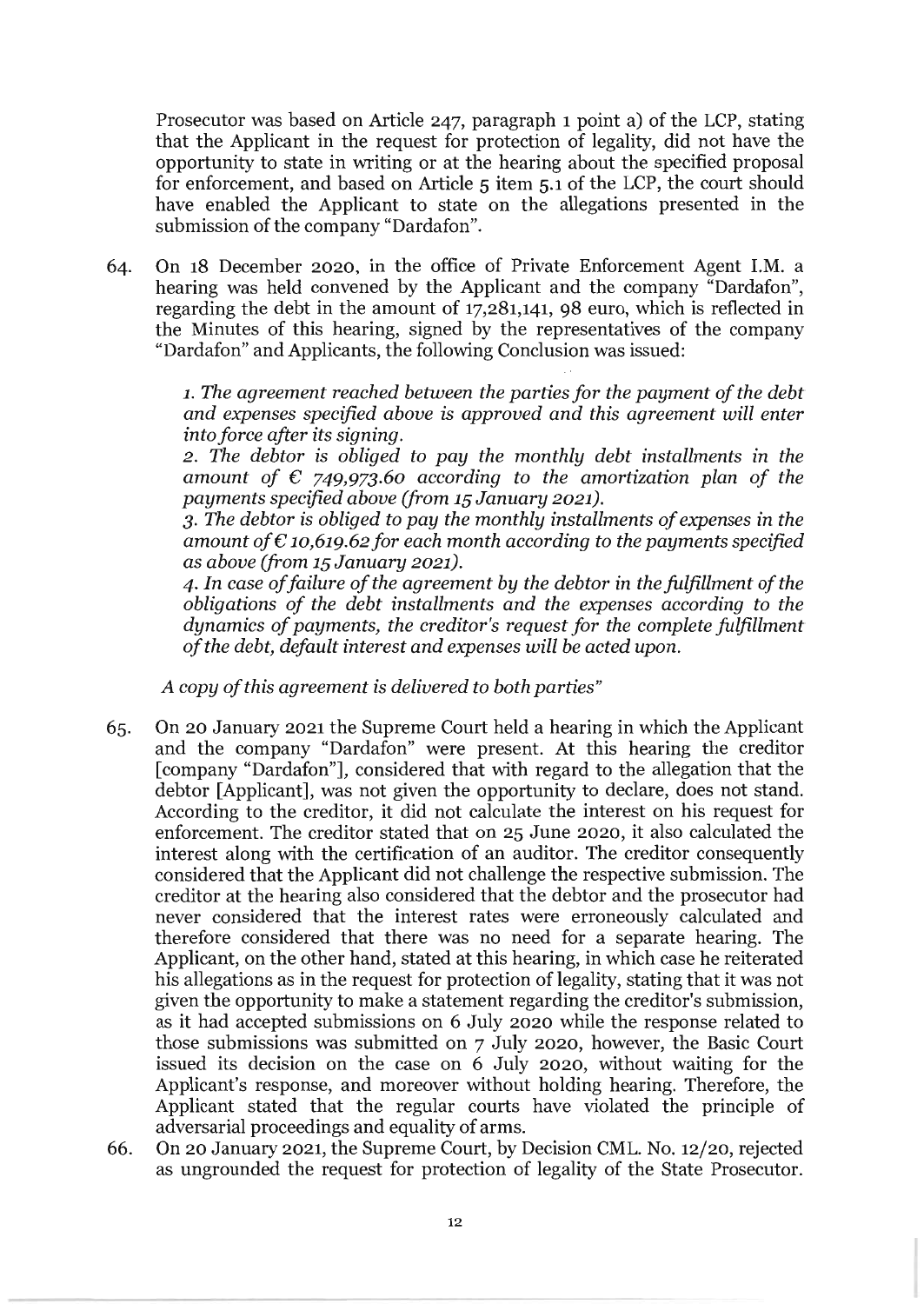Prosecutor was based on Article 247, paragraph 1 point a) of the LCP, stating that the Applicant in the request for protection of legality, did not have the opportunity to state in writing or at the hearing about the specified proposal for enforcement, and based on Article 5 item 5.1 of the LCP, the court should have enabled the Applicant to state on the allegations presented in the submission of the company "Dardafon".

64. On 18 December 2020, in the office of Private Enforcement Agent I.M. a hearing was held convened by the Applicant and the company "Dardafon", regarding the debt in the amount of 17,281,141, 98 euro, which is reflected in the Minutes of this hearing, signed by the representatives of the company "Dardafon" and Applicants, the following Conclusion was issued:

    *1. The agreement reached between the parties for the payment of the debt and expenses specified above is approved and this agreement will enter into force after its signing.*
    *2. The debtor is obliged to pay the monthly debt installments in the amount of € 749,973.60 according to the amortization plan of the payments specified above (from 15 January 2021).*
    *3. The debtor is obliged to pay the monthly installments of expenses in the amount of € 10,619.62 for each month according to the payments specified as above (from 15 January 2021).*
    *4. In case of failure of the agreement by the debtor in the fulfillment of the obligations of the debt installments and the expenses according to the dynamics of payments, the creditor's request for the complete fulfillment of the debt, default interest and expenses will be acted upon.*

    *A copy of this agreement is delivered to both parties"*

65. On 20 January 2021 the Supreme Court held a hearing in which the Applicant and the company "Dardafon" were present. At this hearing the creditor [company "Dardafon"], considered that with regard to the allegation that the debtor [Applicant], was not given the opportunity to declare, does not stand. According to the creditor, it did not calculate the interest on his request for enforcement. The creditor stated that on 25 June 2020, it also calculated the interest along with the certification of an auditor. The creditor consequently considered that the Applicant did not challenge the respective submission. The creditor at the hearing also considered that the debtor and the prosecutor had never considered that the interest rates were erroneously calculated and therefore considered that there was no need for a separate hearing. The Applicant, on the other hand, stated at this hearing, in which case he reiterated his allegations as in the request for protection of legality, stating that it was not given the opportunity to make a statement regarding the creditor's submission, as it had accepted submissions on 6 July 2020 while the response related to those submissions was submitted on 7 July 2020, however, the Basic Court issued its decision on the case on 6 July 2020, without waiting for the Applicant's response, and moreover without holding hearing. Therefore, the Applicant stated that the regular courts have violated the principle of adversarial proceedings and equality of arms.

66. On 20 January 2021, the Supreme Court, by Decision CML. No. 12/20, rejected as ungrounded the request for protection of legality of the State Prosecutor.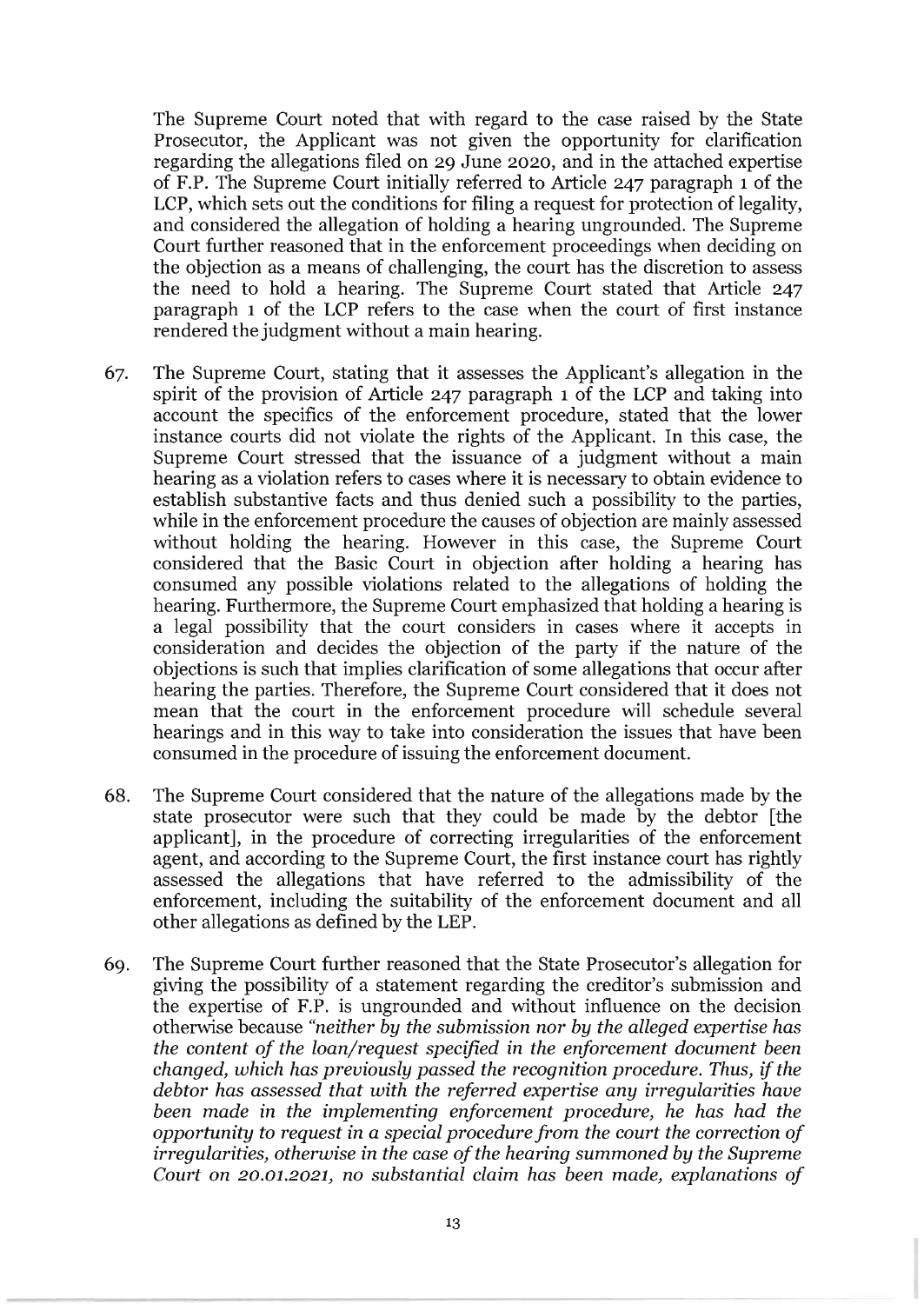The Supreme Court noted that with regard to the case raised by the State Prosecutor, the Applicant was not given the opportunity for clarification regarding the allegations filed on 29 June 2020, and in the attached expertise of F.P. The Supreme Court initially referred to Article 247 paragraph 1 of the LCP, which sets out the conditions for filing a request for protection of legality, and considered the allegation of holding a hearing ungrounded. The Supreme Court further reasoned that in the enforcement proceedings when deciding on the objection as a means of challenging, the court has the discretion to assess the need to hold a hearing. The Supreme Court stated that Article 247 paragraph 1 of the LCP refers to the case when the court of first instance rendered the judgment without a main hearing.

67. The Supreme Court, stating that it assesses the Applicant's allegation in the spirit of the provision of Article 247 paragraph 1 of the LCP and taking into account the specifics of the enforcement procedure, stated that the lower instance courts did not violate the rights of the Applicant. In this case, the Supreme Court stressed that the issuance of a judgment without a main hearing as a violation refers to cases where it is necessary to obtain evidence to establish substantive facts and thus denied such a possibility to the parties, while in the enforcement procedure the causes of objection are mainly assessed without holding the hearing. However in this case, the Supreme Court considered that the Basic Court in objection after holding a hearing has consumed any possible violations related to the allegations of holding the hearing. Furthermore, the Supreme Court emphasized that holding a hearing is a legal possibility that the court considers in cases where it accepts in consideration and decides the objection of the party if the nature of the objections is such that implies clarification of some allegations that occur after hearing the parties. Therefore, the Supreme Court considered that it does not mean that the court in the enforcement procedure will schedule several hearings and in this way to take into consideration the issues that have been consumed in the procedure of issuing the enforcement document.

68. The Supreme Court considered that the nature of the allegations made by the state prosecutor were such that they could be made by the debtor [the applicant], in the procedure of correcting irregularities of the enforcement agent, and according to the Supreme Court, the first instance court has rightly assessed the allegations that have referred to the admissibility of the enforcement, including the suitability of the enforcement document and all other allegations as defined by the LEP.

69. The Supreme Court further reasoned that the State Prosecutor's allegation for giving the possibility of a statement regarding the creditor's submission and the expertise of F.P. is ungrounded and without influence on the decision otherwise because *"neither by the submission nor by the alleged expertise has the content of the loan/request specified in the enforcement document been changed, which has previously passed the recognition procedure. Thus, if the debtor has assessed that with the referred expertise any irregularities have been made in the implementing enforcement procedure, he has had the opportunity to request in a special procedure from the court the correction of irregularities, otherwise in the case of the hearing summoned by the Supreme Court on 20.01.2021, no substantial claim has been made, explanations of*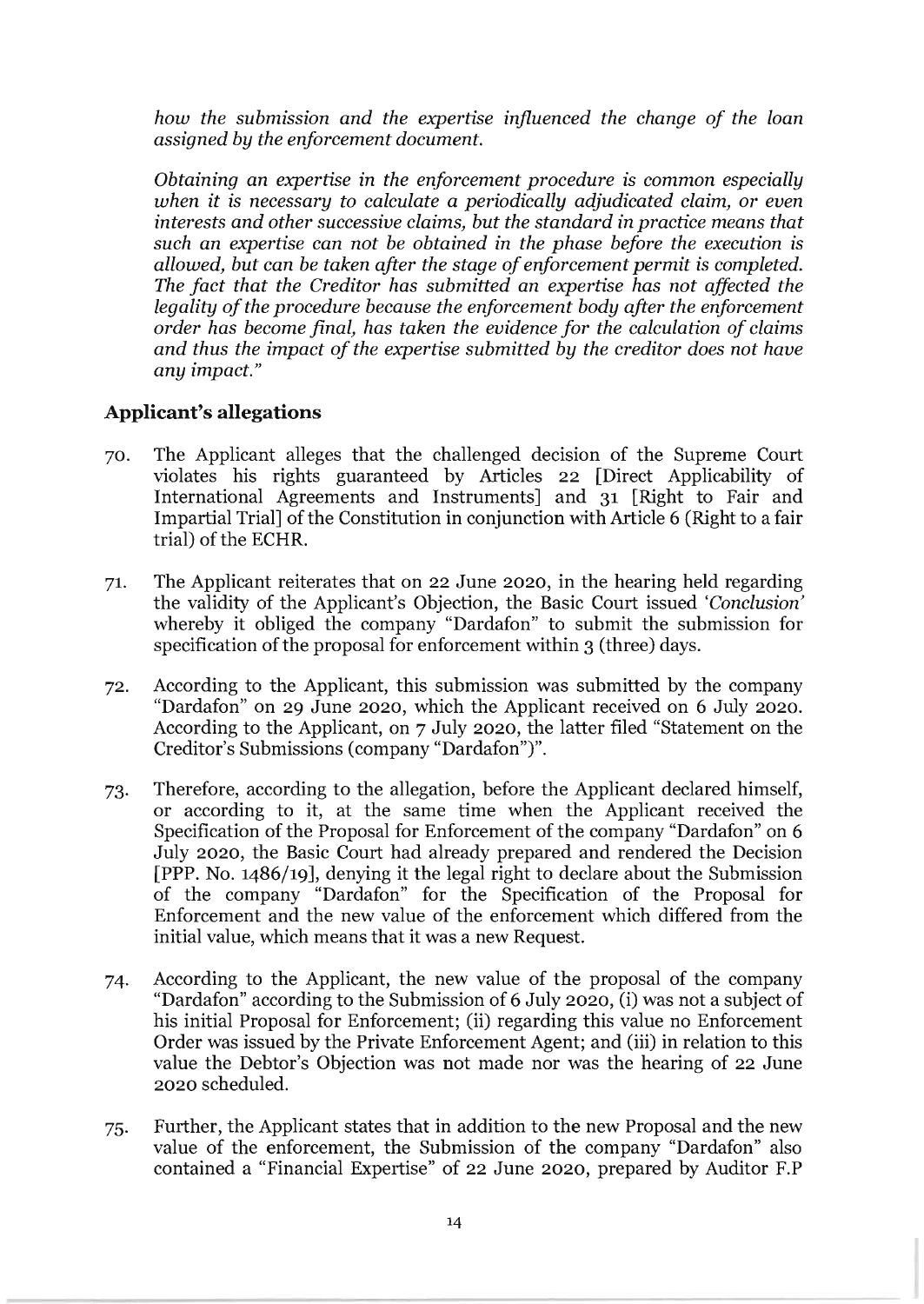*how the submission and the expertise influenced the change of the loan assigned by the enforcement document.*

*Obtaining an expertise in the enforcement procedure is common especially when it is necessary to calculate a periodically adjudicated claim, or even interests and other successive claims, but the standard in practice means that such an expertise can not be obtained in the phase before the execution is allowed, but can be taken after the stage of enforcement permit is completed. The fact that the Creditor has submitted an expertise has not affected the legality of the procedure because the enforcement body after the enforcement order has become final, has taken the evidence for the calculation of claims and thus the impact of the expertise submitted by the creditor does not have any impact."*

## Applicant's allegations

70. The Applicant alleges that the challenged decision of the Supreme Court violates his rights guaranteed by Articles 22 [Direct Applicability of International Agreements and Instruments] and 31 [Right to Fair and Impartial Trial] of the Constitution in conjunction with Article 6 (Right to a fair trial) of the ECHR.

71. The Applicant reiterates that on 22 June 2020, in the hearing held regarding the validity of the Applicant's Objection, the Basic Court issued *'Conclusion'* whereby it obliged the company "Dardafon" to submit the submission for specification of the proposal for enforcement within 3 (three) days.

72. According to the Applicant, this submission was submitted by the company "Dardafon" on 29 June 2020, which the Applicant received on 6 July 2020. According to the Applicant, on 7 July 2020, the latter filed "Statement on the Creditor's Submissions (company "Dardafon")".

73. Therefore, according to the allegation, before the Applicant declared himself, or according to it, at the same time when the Applicant received the Specification of the Proposal for Enforcement of the company "Dardafon" on 6 July 2020, the Basic Court had already prepared and rendered the Decision [PPP. No. 1486/19], denying it the legal right to declare about the Submission of the company "Dardafon" for the Specification of the Proposal for Enforcement and the new value of the enforcement which differed from the initial value, which means that it was a new Request.

74. According to the Applicant, the new value of the proposal of the company "Dardafon" according to the Submission of 6 July 2020, (i) was not a subject of his initial Proposal for Enforcement; (ii) regarding this value no Enforcement Order was issued by the Private Enforcement Agent; and (iii) in relation to this value the Debtor's Objection was not made nor was the hearing of 22 June 2020 scheduled.

75. Further, the Applicant states that in addition to the new Proposal and the new value of the enforcement, the Submission of the company "Dardafon" also contained a "Financial Expertise" of 22 June 2020, prepared by Auditor F.P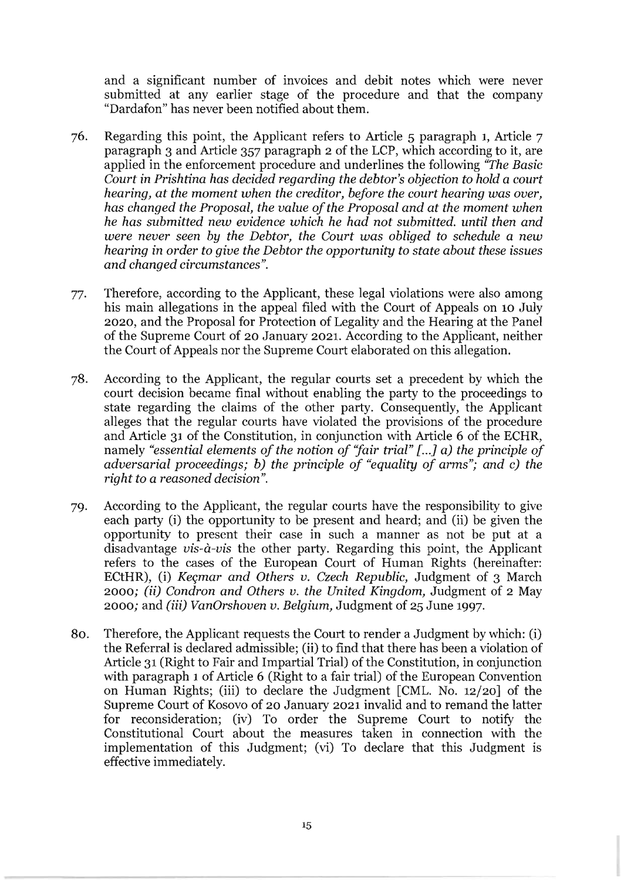and a significant number of invoices and debit notes which were never submitted at any earlier stage of the procedure and that the company "Dardafon" has never been notified about them.

76. Regarding this point, the Applicant refers to Article 5 paragraph 1, Article 7 paragraph 3 and Article 357 paragraph 2 of the LCP, which according to it, are applied in the enforcement procedure and underlines the following *"The Basic Court in Prishtina has decided regarding the debtor's objection to hold a court hearing, at the moment when the creditor, before the court hearing was over, has changed the Proposal, the value of the Proposal and at the moment when he has submitted new evidence which he had not submitted. until then and were never seen by the Debtor, the Court was obliged to schedule a new hearing in order to give the Debtor the opportunity to state about these issues and changed circumstances".*

77. Therefore, according to the Applicant, these legal violations were also among his main allegations in the appeal filed with the Court of Appeals on 10 July 2020, and the Proposal for Protection of Legality and the Hearing at the Panel of the Supreme Court of 20 January 2021. According to the Applicant, neither the Court of Appeals nor the Supreme Court elaborated on this allegation.

78. According to the Applicant, the regular courts set a precedent by which the court decision became final without enabling the party to the proceedings to state regarding the claims of the other party. Consequently, the Applicant alleges that the regular courts have violated the provisions of the procedure and Article 31 of the Constitution, in conjunction with Article 6 of the ECHR, namely *"essential elements of the notion of "fair trial" [...] a) the principle of adversarial proceedings; b) the principle of "equality of arms"; and c) the right to a reasoned decision".*

79. According to the Applicant, the regular courts have the responsibility to give each party (i) the opportunity to be present and heard; and (ii) be given the opportunity to present their case in such a manner as not be put at a disadvantage *vis-à-vis* the other party. Regarding this point, the Applicant refers to the cases of the European Court of Human Rights (hereinafter: ECtHR), (i) *Keçmar and Others v. Czech Republic,* Judgment of 3 March 2000*; (ii) Condron and Others v. the United Kingdom,* Judgment of 2 May 2000*;* and *(iii) VanOrshoven v. Belgium,* Judgment of 25 June 1997.

80. Therefore, the Applicant requests the Court to render a Judgment by which: (i) the Referral is declared admissible; (ii) to find that there has been a violation of Article 31 (Right to Fair and Impartial Trial) of the Constitution, in conjunction with paragraph 1 of Article 6 (Right to a fair trial) of the European Convention on Human Rights; (iii) to declare the Judgment [CML. No. 12/20] of the Supreme Court of Kosovo of 20 January 2021 invalid and to remand the latter for reconsideration; (iv) To order the Supreme Court to notify the Constitutional Court about the measures taken in connection with the implementation of this Judgment; (vi) To declare that this Judgment is effective immediately.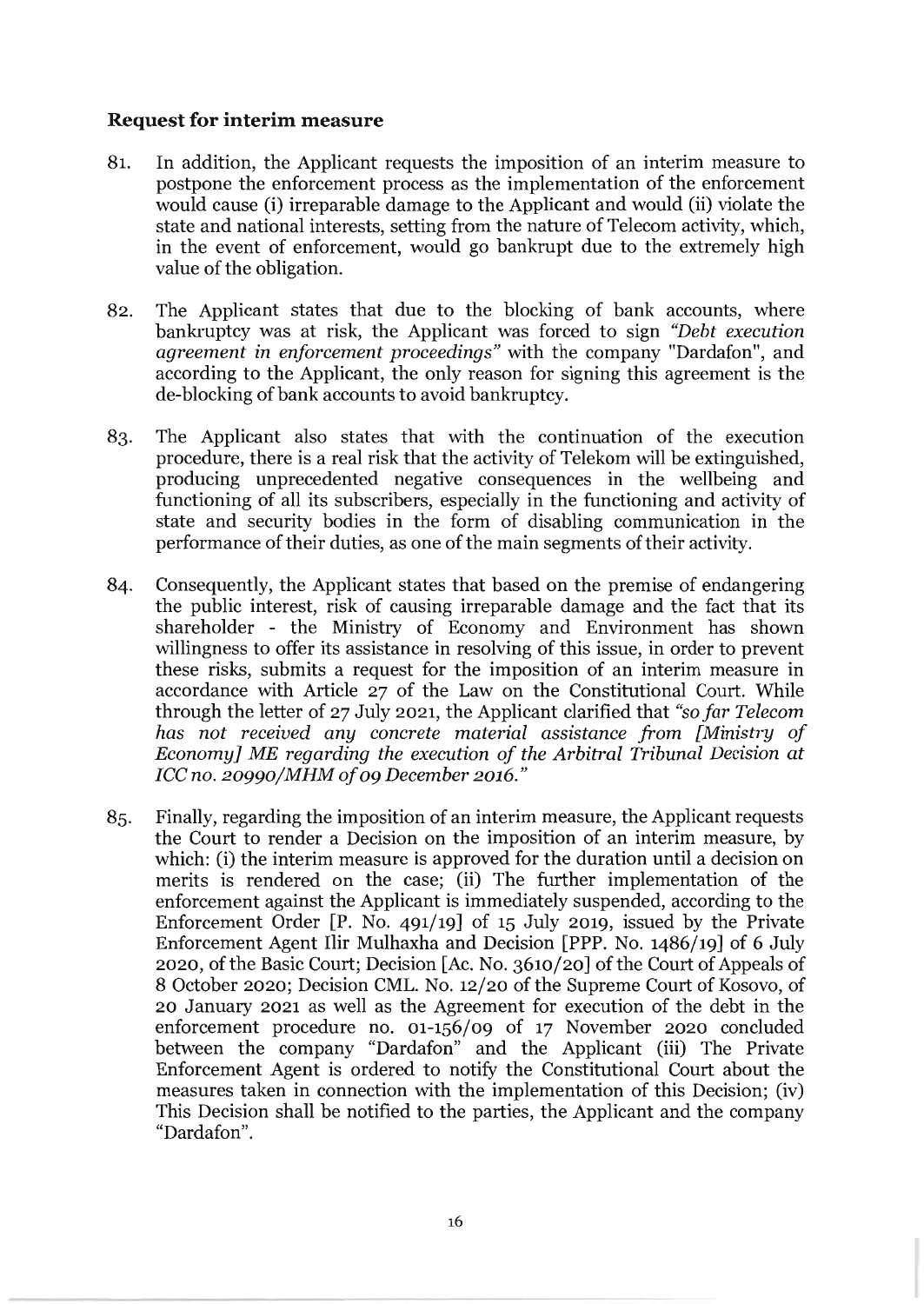**Request for interim measure**

81. In addition, the Applicant requests the imposition of an interim measure to postpone the enforcement process as the implementation of the enforcement would cause (i) irreparable damage to the Applicant and would (ii) violate the state and national interests, setting from the nature of Telecom activity, which, in the event of enforcement, would go bankrupt due to the extremely high value of the obligation.

82. The Applicant states that due to the blocking of bank accounts, where bankruptcy was at risk, the Applicant was forced to sign *"Debt execution agreement in enforcement proceedings"* with the company "Dardafon", and according to the Applicant, the only reason for signing this agreement is the de-blocking of bank accounts to avoid bankruptcy.

83. The Applicant also states that with the continuation of the execution procedure, there is a real risk that the activity of Telekom will be extinguished, producing unprecedented negative consequences in the wellbeing and functioning of all its subscribers, especially in the functioning and activity of state and security bodies in the form of disabling communication in the performance of their duties, as one of the main segments of their activity.

84. Consequently, the Applicant states that based on the premise of endangering the public interest, risk of causing irreparable damage and the fact that its shareholder - the Ministry of Economy and Environment has shown willingness to offer its assistance in resolving of this issue, in order to prevent these risks, submits a request for the imposition of an interim measure in accordance with Article 27 of the Law on the Constitutional Court. While through the letter of 27 July 2021, the Applicant clarified that *"so far Telecom has not received any concrete material assistance from [Ministry of Economy] ME regarding the execution of the Arbitral Tribunal Decision at ICC no. 20990/MHM of 09 December 2016."*

85. Finally, regarding the imposition of an interim measure, the Applicant requests the Court to render a Decision on the imposition of an interim measure, by which: (i) the interim measure is approved for the duration until a decision on merits is rendered on the case; (ii) The further implementation of the enforcement against the Applicant is immediately suspended, according to the Enforcement Order [P. No. 491/19] of 15 July 2019, issued by the Private Enforcement Agent Ilir Mulhaxha and Decision [PPP. No. 1486/19] of 6 July 2020, of the Basic Court; Decision [Ac. No. 3610/20] of the Court of Appeals of 8 October 2020; Decision CML. No. 12/20 of the Supreme Court of Kosovo, of 20 January 2021 as well as the Agreement for execution of the debt in the enforcement procedure no. 01-156/09 of 17 November 2020 concluded between the company "Dardafon" and the Applicant (iii) The Private Enforcement Agent is ordered to notify the Constitutional Court about the measures taken in connection with the implementation of this Decision; (iv) This Decision shall be notified to the parties, the Applicant and the company "Dardafon".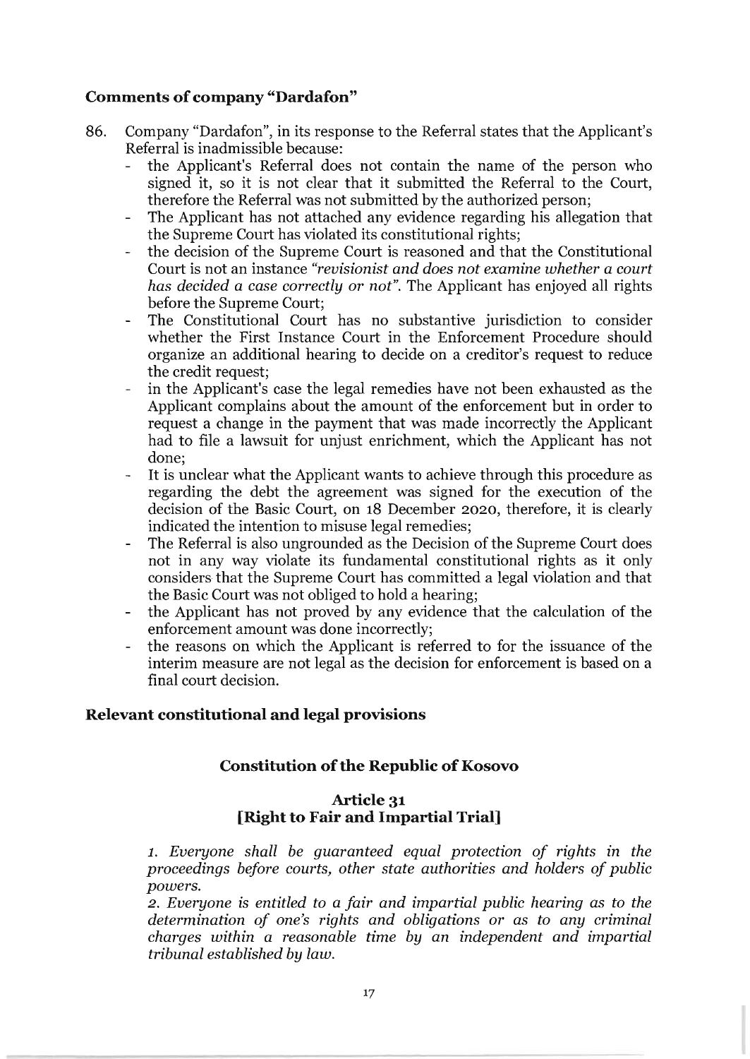### Comments of company "Dardafon"

86. Company "Dardafon", in its response to the Referral states that the Applicant's Referral is inadmissible because:
    - the Applicant's Referral does not contain the name of the person who signed it, so it is not clear that it submitted the Referral to the Court, therefore the Referral was not submitted by the authorized person;
    - The Applicant has not attached any evidence regarding his allegation that the Supreme Court has violated its constitutional rights;
    - the decision of the Supreme Court is reasoned and that the Constitutional Court is not an instance *"revisionist and does not examine whether a court has decided a case correctly or not"*. The Applicant has enjoyed all rights before the Supreme Court;
    - The Constitutional Court has no substantive jurisdiction to consider whether the First Instance Court in the Enforcement Procedure should organize an additional hearing to decide on a creditor's request to reduce the credit request;
    - in the Applicant's case the legal remedies have not been exhausted as the Applicant complains about the amount of the enforcement but in order to request a change in the payment that was made incorrectly the Applicant had to file a lawsuit for unjust enrichment, which the Applicant has not done;
    - It is unclear what the Applicant wants to achieve through this procedure as regarding the debt the agreement was signed for the execution of the decision of the Basic Court, on 18 December 2020, therefore, it is clearly indicated the intention to misuse legal remedies;
    - The Referral is also ungrounded as the Decision of the Supreme Court does not in any way violate its fundamental constitutional rights as it only considers that the Supreme Court has committed a legal violation and that the Basic Court was not obliged to hold a hearing;
    - the Applicant has not proved by any evidence that the calculation of the enforcement amount was done incorrectly;
    - the reasons on which the Applicant is referred to for the issuance of the interim measure are not legal as the decision for enforcement is based on a final court decision.

### Relevant constitutional and legal provisions

#### Constitution of the Republic of Kosovo

#### Article 31
#### [Right to Fair and Impartial Trial]

*1. Everyone shall be guaranteed equal protection of rights in the proceedings before courts, other state authorities and holders of public powers.*
*2. Everyone is entitled to a fair and impartial public hearing as to the determination of one's rights and obligations or as to any criminal charges within a reasonable time by an independent and impartial tribunal established by law.*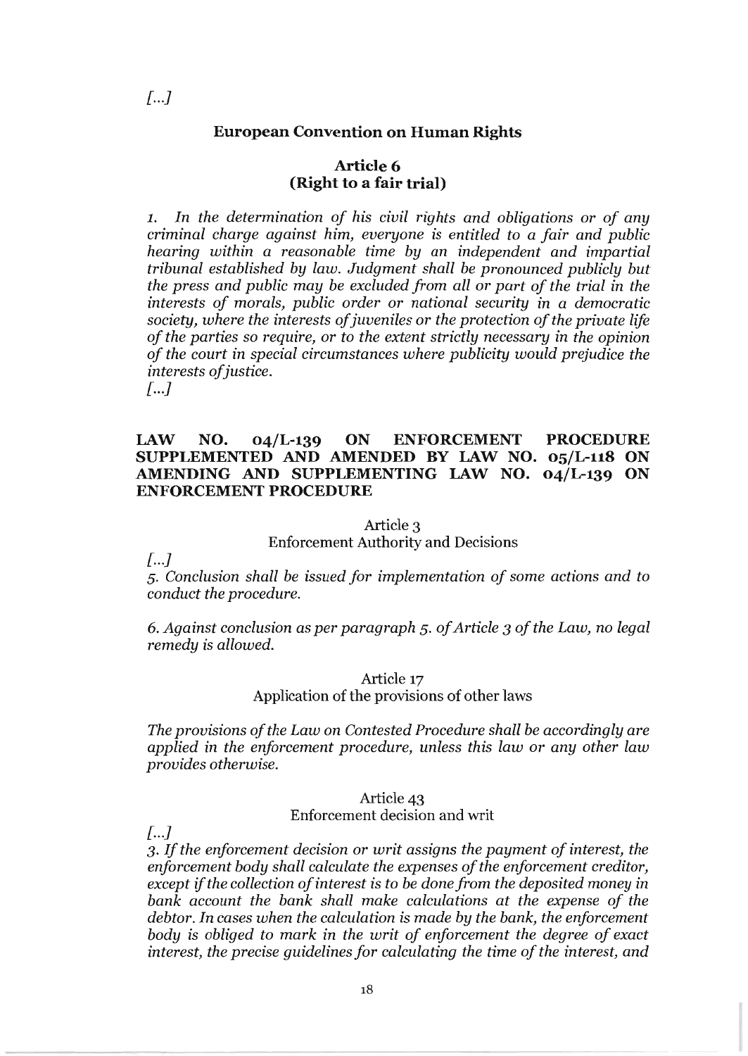*[...]*

### European Convention on Human Rights

### Article 6
### (Right to a fair trial)

*1. In the determination of his civil rights and obligations or of any criminal charge against him, everyone is entitled to a fair and public hearing within a reasonable time by an independent and impartial tribunal established by law. Judgment shall be pronounced publicly but the press and public may be excluded from all or part of the trial in the interests of morals, public order or national security in a democratic society, where the interests of juveniles or the protection of the private life of the parties so require, or to the extent strictly necessary in the opinion of the court in special circumstances where publicity would prejudice the interests of justice.*
*[...]*

### LAW NO. 04/L-139 ON ENFORCEMENT PROCEDURE SUPPLEMENTED AND AMENDED BY LAW NO. 05/L-118 ON AMENDING AND SUPPLEMENTING LAW NO. 04/L-139 ON ENFORCEMENT PROCEDURE

Article 3
Enforcement Authority and Decisions

*[...]*
*5. Conclusion shall be issued for implementation of some actions and to conduct the procedure.*

*6. Against conclusion as per paragraph 5. of Article 3 of the Law, no legal remedy is allowed.*

Article 17
Application of the provisions of other laws

*The provisions of the Law on Contested Procedure shall be accordingly are applied in the enforcement procedure, unless this law or any other law provides otherwise.*

Article 43
Enforcement decision and writ

*[...]*
*3. If the enforcement decision or writ assigns the payment of interest, the enforcement body shall calculate the expenses of the enforcement creditor, except if the collection of interest is to be done from the deposited money in bank account the bank shall make calculations at the expense of the debtor. In cases when the calculation is made by the bank, the enforcement body is obliged to mark in the writ of enforcement the degree of exact interest, the precise guidelines for calculating the time of the interest, and*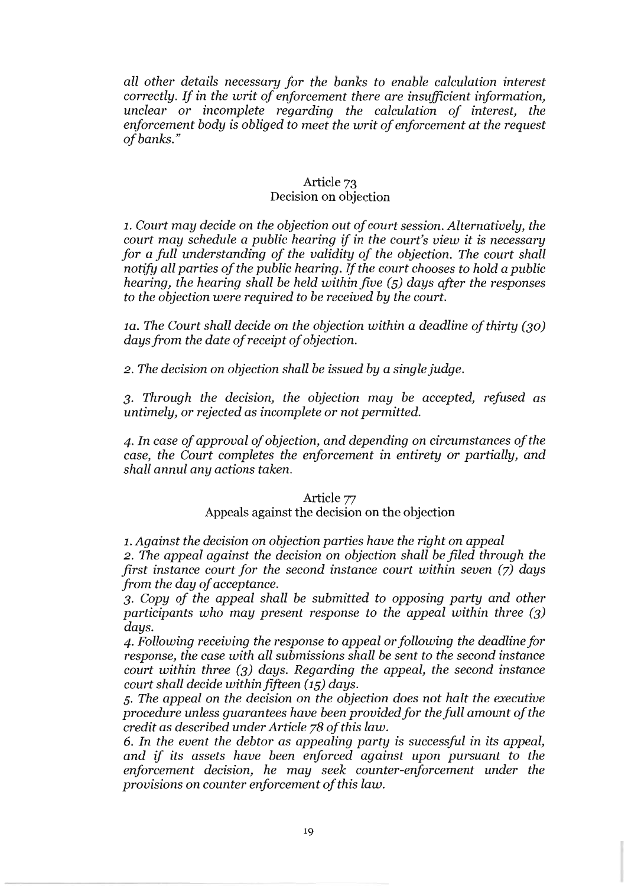*all other details necessary for the banks to enable calculation interest correctly. If in the writ of enforcement there are insufficient information, unclear or incomplete regarding the calculation of interest, the enforcement body is obliged to meet the writ of enforcement at the request of banks."*

### Article 73
### Decision on objection

*1. Court may decide on the objection out of court session. Alternatively, the court may schedule a public hearing if in the court's view it is necessary for a full understanding of the validity of the objection. The court shall notify all parties of the public hearing. If the court chooses to hold a public hearing, the hearing shall be held within five (5) days after the responses to the objection were required to be received by the court.*

*1a. The Court shall decide on the objection within a deadline of thirty (30) days from the date of receipt of objection.*

*2. The decision on objection shall be issued by a single judge.*

*3. Through the decision, the objection may be accepted, refused as untimely, or rejected as incomplete or not permitted.*

*4. In case of approval of objection, and depending on circumstances of the case, the Court completes the enforcement in entirety or partially, and shall annul any actions taken.*

### Article 77
### Appeals against the decision on the objection

*1. Against the decision on objection parties have the right on appeal*
*2. The appeal against the decision on objection shall be filed through the first instance court for the second instance court within seven (7) days from the day of acceptance.*
*3. Copy of the appeal shall be submitted to opposing party and other participants who may present response to the appeal within three (3) days.*
*4. Following receiving the response to appeal or following the deadline for response, the case with all submissions shall be sent to the second instance court within three (3) days. Regarding the appeal, the second instance court shall decide within fifteen (15) days.*
*5. The appeal on the decision on the objection does not halt the executive procedure unless guarantees have been provided for the full amount of the credit as described under Article 78 of this law.*
*6. In the event the debtor as appealing party is successful in its appeal, and if its assets have been enforced against upon pursuant to the enforcement decision, he may seek counter-enforcement under the provisions on counter enforcement of this law.*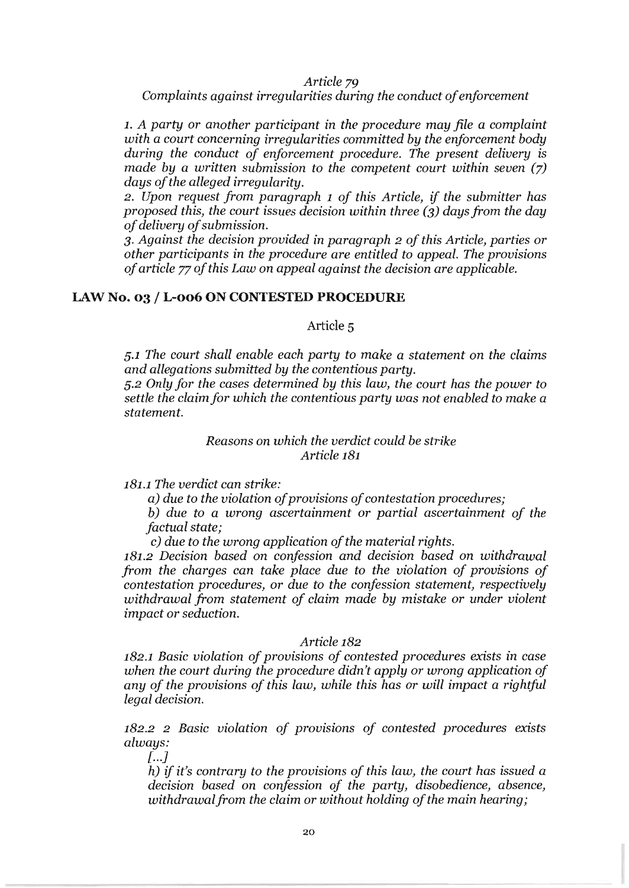*Article 79*

*Complaints against irregularities during the conduct of enforcement*

*1. A party or another participant in the procedure may file a complaint with a court concerning irregularities committed by the enforcement body during the conduct of enforcement procedure. The present delivery is made by a written submission to the competent court within seven (7) days of the alleged irregularity.*

*2. Upon request from paragraph 1 of this Article, if the submitter has proposed this, the court issues decision within three (3) days from the day of delivery of submission.*

*3. Against the decision provided in paragraph 2 of this Article, parties or other participants in the procedure are entitled to appeal. The provisions of article 77 of this Law on appeal against the decision are applicable.*

## LAW No. 03 / L-006 ON CONTESTED PROCEDURE

Article 5

*5.1 The court shall enable each party to make a statement on the claims and allegations submitted by the contentious party.*

*5.2 Only for the cases determined by this law, the court has the power to settle the claim for which the contentious party was not enabled to make a statement.*

*Reasons on which the verdict could be strike*
*Article 181*

*181.1 The verdict can strike:*

*a) due to the violation of provisions of contestation procedures;*

*b) due to a wrong ascertainment or partial ascertainment of the factual state;*

*c) due to the wrong application of the material rights.*

*181.2 Decision based on confession and decision based on withdrawal from the charges can take place due to the violation of provisions of contestation procedures, or due to the confession statement, respectively withdrawal from statement of claim made by mistake or under violent impact or seduction.*

*Article 182*

*182.1 Basic violation of provisions of contested procedures exists in case when the court during the procedure didn't apply or wrong application of any of the provisions of this law, while this has or will impact a rightful legal decision.*

*182.2 2 Basic violation of provisions of contested procedures exists always:*

*[...]*

*h) if it's contrary to the provisions of this law, the court has issued a decision based on confession of the party, disobedience, absence, withdrawal from the claim or without holding of the main hearing;*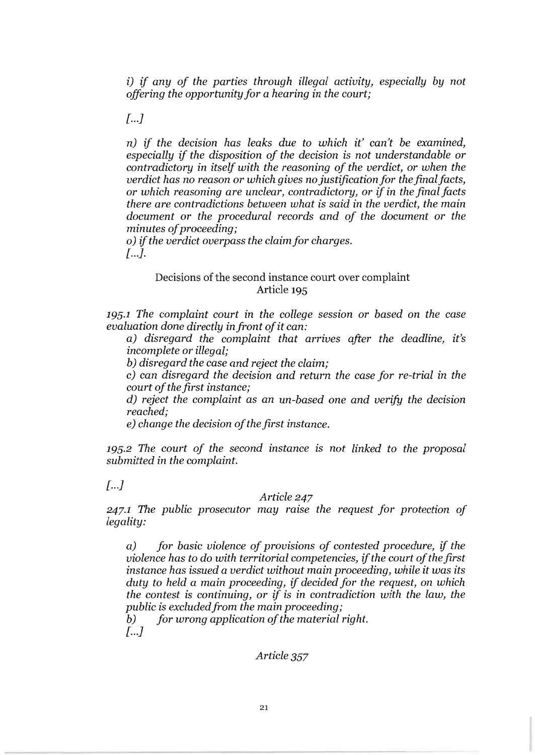*i) if any of the parties through illegal activity, especially by not offering the opportunity for a hearing in the court;*

*[...]*

*n) if the decision has leaks due to which it' can't be examined, especially if the disposition of the decision is not understandable or contradictory in itself with the reasoning of the verdict, or when the verdict has no reason or which gives no justification for the final facts, or which reasoning are unclear, contradictory, or if in the final facts there are contradictions between what is said in the verdict, the main document or the procedural records and of the document or the minutes of proceeding;*

*o) if the verdict overpass the claim for charges.*

*[...].*

Decisions of the second instance court over complaint

Article 195

*195.1 The complaint court in the college session or based on the case evaluation done directly in front of it can:*

*a) disregard the complaint that arrives after the deadline, it's incomplete or illegal;*

*b) disregard the case and reject the claim;*

*c) can disregard the decision and return the case for re-trial in the court of the first instance;*

*d) reject the complaint as an un-based one and verify the decision reached;*

*e) change the decision of the first instance.*

*195.2 The court of the second instance is not linked to the proposal submitted in the complaint.*

*[...]*

*Article 247*

*247.1 The public prosecutor may raise the request for protection of legality:*

*a) for basic violence of provisions of contested procedure, if the violence has to do with territorial competencies, if the court of the first instance has issued a verdict without main proceeding, while it was its duty to held a main proceeding, if decided for the request, on which the contest is continuing, or if is in contradiction with the law, the public is excluded from the main proceeding;*

*b) for wrong application of the material right.*

*[...]*

*Article 357*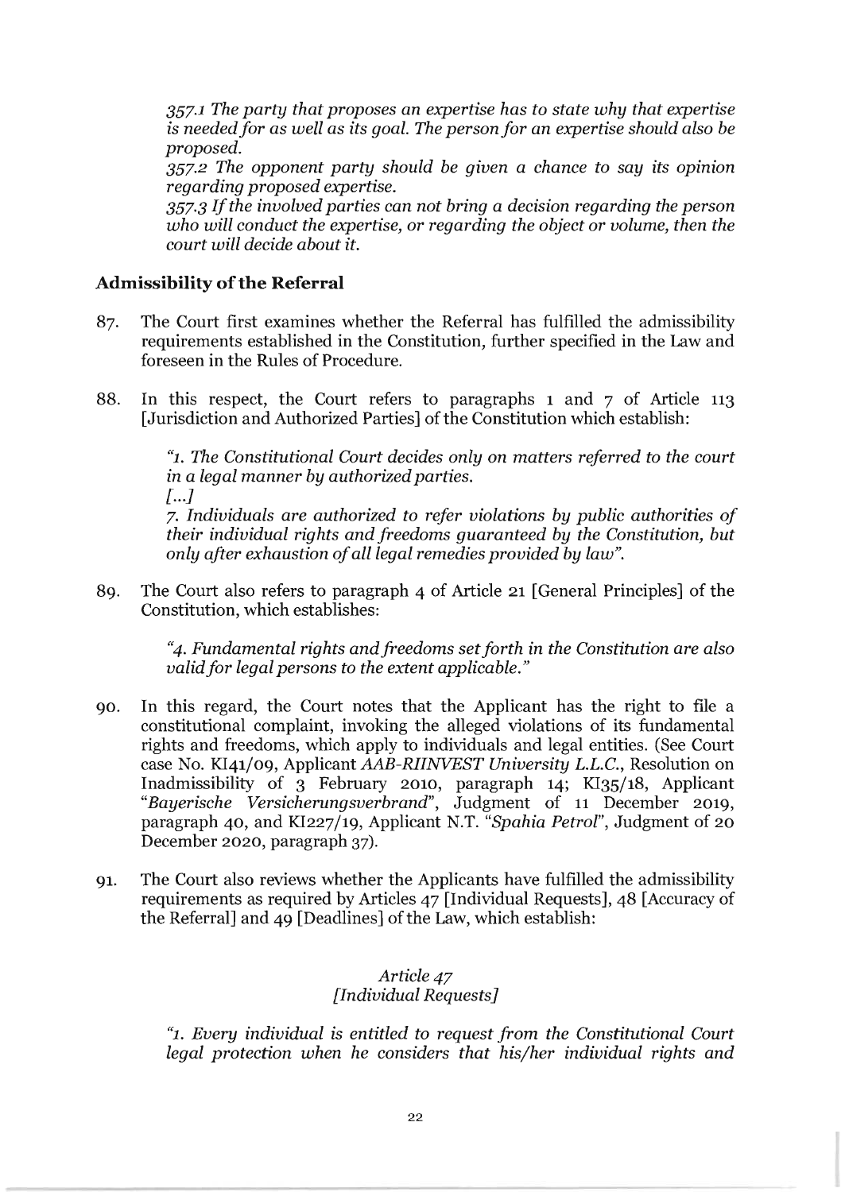*357.1 The party that proposes an expertise has to state why that expertise is needed for as well as its goal. The person for an expertise should also be proposed.*

*357.2 The opponent party should be given a chance to say its opinion regarding proposed expertise.*

*357.3 If the involved parties can not bring a decision regarding the person who will conduct the expertise, or regarding the object or volume, then the court will decide about it.*

## Admissibility of the Referral

87. The Court first examines whether the Referral has fulfilled the admissibility requirements established in the Constitution, further specified in the Law and foreseen in the Rules of Procedure.

88. In this respect, the Court refers to paragraphs 1 and 7 of Article 113 [Jurisdiction and Authorized Parties] of the Constitution which establish:

> *"1. The Constitutional Court decides only on matters referred to the court in a legal manner by authorized parties.*
> *[...]*
> *7. Individuals are authorized to refer violations by public authorities of their individual rights and freedoms guaranteed by the Constitution, but only after exhaustion of all legal remedies provided by law".*

89. The Court also refers to paragraph 4 of Article 21 [General Principles] of the Constitution, which establishes:

> *"4. Fundamental rights and freedoms set forth in the Constitution are also valid for legal persons to the extent applicable."*

90. In this regard, the Court notes that the Applicant has the right to file a constitutional complaint, invoking the alleged violations of its fundamental rights and freedoms, which apply to individuals and legal entities. (See Court case No. KI41/09, Applicant *AAB-RIINVEST University L.L.C.*, Resolution on Inadmissibility of 3 February 2010, paragraph 14; KI35/18, Applicant *"Bayerische Versicherungsverbrand"*, Judgment of 11 December 2019, paragraph 40, and KI227/19, Applicant N.T. *"Spahia Petrol"*, Judgment of 20 December 2020, paragraph 37).

91. The Court also reviews whether the Applicants have fulfilled the admissibility requirements as required by Articles 47 [Individual Requests], 48 [Accuracy of the Referral] and 49 [Deadlines] of the Law, which establish:

> *Article 47*
> *[Individual Requests]*
>
> *"1. Every individual is entitled to request from the Constitutional Court legal protection when he considers that his/her individual rights and*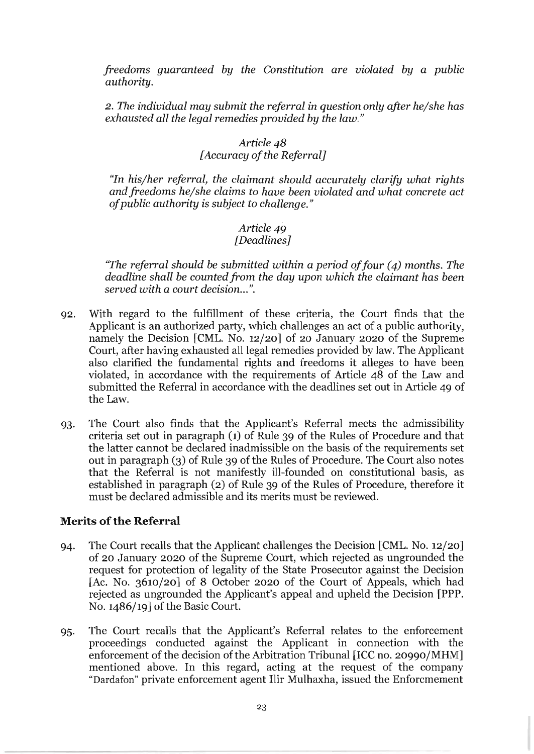*freedoms guaranteed by the Constitution are violated by a public authority.*

*2. The individual may submit the referral in question only after he/she has exhausted all the legal remedies provided by the law."*

*Article 48*
*[Accuracy of the Referral]*

*"In his/her referral, the claimant should accurately clarify what rights and freedoms he/she claims to have been violated and what concrete act of public authority is subject to challenge."*

*Article 49*
*[Deadlines]*

*"The referral should be submitted within a period of four (4) months. The deadline shall be counted from the day upon which the claimant has been served with a court decision...".*

92. With regard to the fulfillment of these criteria, the Court finds that the Applicant is an authorized party, which challenges an act of a public authority, namely the Decision [CML. No. 12/20] of 20 January 2020 of the Supreme Court, after having exhausted all legal remedies provided by law. The Applicant also clarified the fundamental rights and freedoms it alleges to have been violated, in accordance with the requirements of Article 48 of the Law and submitted the Referral in accordance with the deadlines set out in Article 49 of the Law.

93. The Court also finds that the Applicant's Referral meets the admissibility criteria set out in paragraph (1) of Rule 39 of the Rules of Procedure and that the latter cannot be declared inadmissible on the basis of the requirements set out in paragraph (3) of Rule 39 of the Rules of Procedure. The Court also notes that the Referral is not manifestly ill-founded on constitutional basis, as established in paragraph (2) of Rule 39 of the Rules of Procedure, therefore it must be declared admissible and its merits must be reviewed.

## Merits of the Referral

94. The Court recalls that the Applicant challenges the Decision [CML. No. 12/20] of 20 January 2020 of the Supreme Court, which rejected as ungrounded the request for protection of legality of the State Prosecutor against the Decision [Ac. No. 3610/20] of 8 October 2020 of the Court of Appeals, which had rejected as ungrounded the Applicant's appeal and upheld the Decision [PPP. No. 1486/19] of the Basic Court.

95. The Court recalls that the Applicant's Referral relates to the enforcement proceedings conducted against the Applicant in connection with the enforcement of the decision of the Arbitration Tribunal [ICC no. 20990/MHM] mentioned above. In this regard, acting at the request of the company "Dardafon" private enforcement agent Ilir Mulhaxha, issued the Enforcement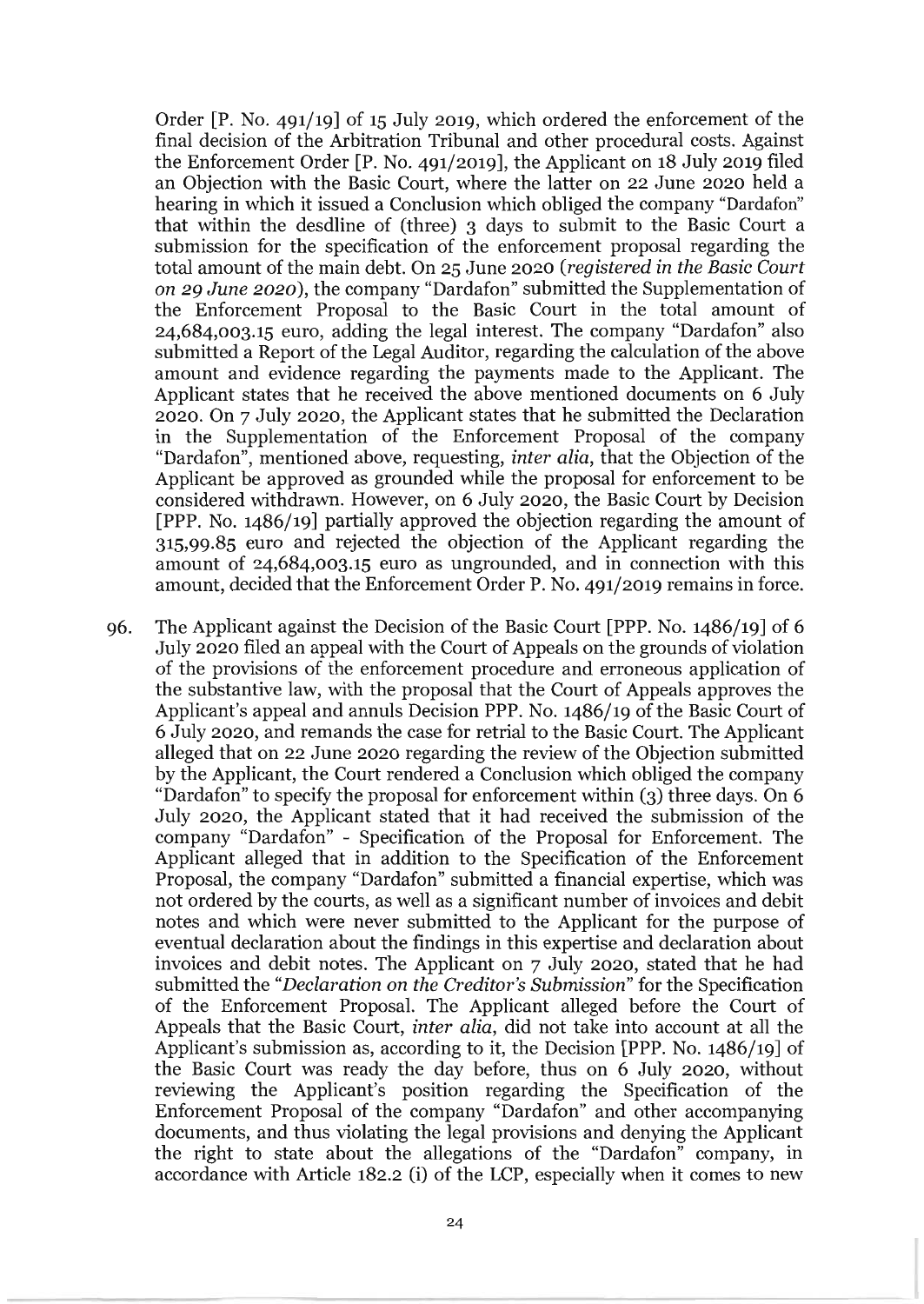Order [P. No. 491/19] of 15 July 2019, which ordered the enforcement of the final decision of the Arbitration Tribunal and other procedural costs. Against the Enforcement Order [P. No. 491/2019], the Applicant on 18 July 2019 filed an Objection with the Basic Court, where the latter on 22 June 2020 held a hearing in which it issued a Conclusion which obliged the company "Dardafon" that within the desdline of (three) 3 days to submit to the Basic Court a submission for the specification of the enforcement proposal regarding the total amount of the main debt. On 25 June 2020 (*registered in the Basic Court on 29 June 2020*), the company "Dardafon" submitted the Supplementation of the Enforcement Proposal to the Basic Court in the total amount of 24,684,003.15 euro, adding the legal interest. The company "Dardafon" also submitted a Report of the Legal Auditor, regarding the calculation of the above amount and evidence regarding the payments made to the Applicant. The Applicant states that he received the above mentioned documents on 6 July 2020. On 7 July 2020, the Applicant states that he submitted the Declaration in the Supplementation of the Enforcement Proposal of the company "Dardafon", mentioned above, requesting, *inter alia*, that the Objection of the Applicant be approved as grounded while the proposal for enforcement to be considered withdrawn. However, on 6 July 2020, the Basic Court by Decision [PPP. No. 1486/19] partially approved the objection regarding the amount of 315,99.85 euro and rejected the objection of the Applicant regarding the amount of 24,684,003.15 euro as ungrounded, and in connection with this amount, decided that the Enforcement Order P. No. 491/2019 remains in force.

96. The Applicant against the Decision of the Basic Court [PPP. No. 1486/19] of 6 July 2020 filed an appeal with the Court of Appeals on the grounds of violation of the provisions of the enforcement procedure and erroneous application of the substantive law, with the proposal that the Court of Appeals approves the Applicant's appeal and annuls Decision PPP. No. 1486/19 of the Basic Court of 6 July 2020, and remands the case for retrial to the Basic Court. The Applicant alleged that on 22 June 2020 regarding the review of the Objection submitted by the Applicant, the Court rendered a Conclusion which obliged the company "Dardafon" to specify the proposal for enforcement within (3) three days. On 6 July 2020, the Applicant stated that it had received the submission of the company "Dardafon" - Specification of the Proposal for Enforcement. The Applicant alleged that in addition to the Specification of the Enforcement Proposal, the company "Dardafon" submitted a financial expertise, which was not ordered by the courts, as well as a significant number of invoices and debit notes and which were never submitted to the Applicant for the purpose of eventual declaration about the findings in this expertise and declaration about invoices and debit notes. The Applicant on 7 July 2020, stated that he had submitted the "*Declaration on the Creditor's Submission*" for the Specification of the Enforcement Proposal. The Applicant alleged before the Court of Appeals that the Basic Court, *inter alia*, did not take into account at all the Applicant's submission as, according to it, the Decision [PPP. No. 1486/19] of the Basic Court was ready the day before, thus on 6 July 2020, without reviewing the Applicant's position regarding the Specification of the Enforcement Proposal of the company "Dardafon" and other accompanying documents, and thus violating the legal provisions and denying the Applicant the right to state about the allegations of the "Dardafon" company, in accordance with Article 182.2 (i) of the LCP, especially when it comes to new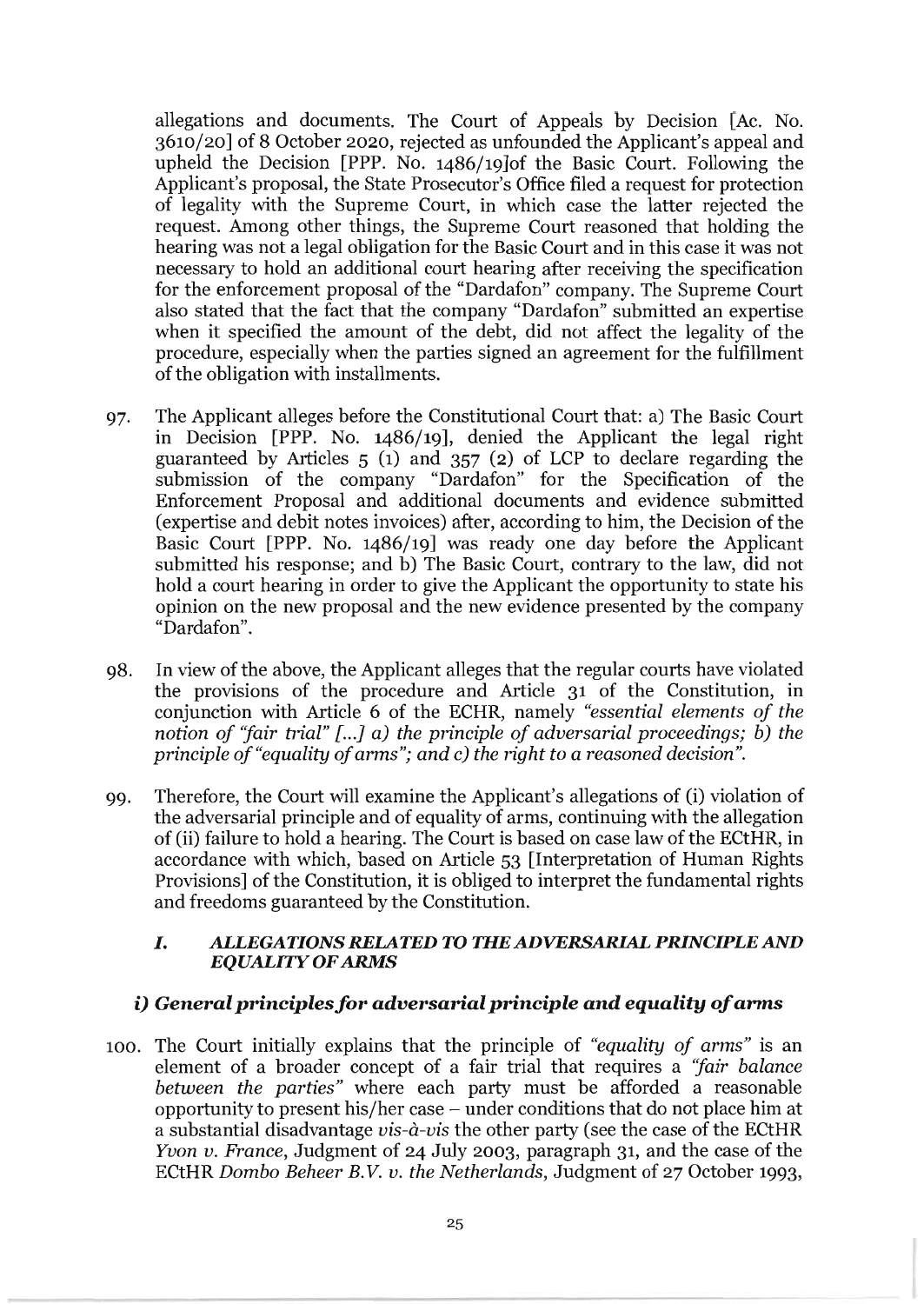allegations and documents. The Court of Appeals by Decision [Ac. No. 3610/20] of 8 October 2020, rejected as unfounded the Applicant's appeal and upheld the Decision [PPP. No. 1486/19]of the Basic Court. Following the Applicant's proposal, the State Prosecutor's Office filed a request for protection of legality with the Supreme Court, in which case the latter rejected the request. Among other things, the Supreme Court reasoned that holding the hearing was not a legal obligation for the Basic Court and in this case it was not necessary to hold an additional court hearing after receiving the specification for the enforcement proposal of the "Dardafon" company. The Supreme Court also stated that the fact that the company "Dardafon" submitted an expertise when it specified the amount of the debt, did not affect the legality of the procedure, especially when the parties signed an agreement for the fulfillment of the obligation with installments.

97. The Applicant alleges before the Constitutional Court that: a) The Basic Court in Decision [PPP. No. 1486/19], denied the Applicant the legal right guaranteed by Articles 5 (1) and 357 (2) of LCP to declare regarding the submission of the company "Dardafon" for the Specification of the Enforcement Proposal and additional documents and evidence submitted (expertise and debit notes invoices) after, according to him, the Decision of the Basic Court [PPP. No. 1486/19] was ready one day before the Applicant submitted his response; and b) The Basic Court, contrary to the law, did not hold a court hearing in order to give the Applicant the opportunity to state his opinion on the new proposal and the new evidence presented by the company "Dardafon".

98. In view of the above, the Applicant alleges that the regular courts have violated the provisions of the procedure and Article 31 of the Constitution, in conjunction with Article 6 of the ECHR, namely *"essential elements of the notion of "fair trial" [...] a) the principle of adversarial proceedings; b) the principle of "equality of arms"; and c) the right to a reasoned decision".*

99. Therefore, the Court will examine the Applicant's allegations of (i) violation of the adversarial principle and of equality of arms, continuing with the allegation of (ii) failure to hold a hearing. The Court is based on case law of the ECtHR, in accordance with which, based on Article 53 [Interpretation of Human Rights Provisions] of the Constitution, it is obliged to interpret the fundamental rights and freedoms guaranteed by the Constitution.

### *I. ALLEGATIONS RELATED TO THE ADVERSARIAL PRINCIPLE AND EQUALITY OF ARMS*

#### *i) General principles for adversarial principle and equality of arms*

100. The Court initially explains that the principle of *"equality of arms"* is an element of a broader concept of a fair trial that requires a *"fair balance between the parties"* where each party must be afforded a reasonable opportunity to present his/her case – under conditions that do not place him at a substantial disadvantage *vis-à-vis* the other party (see the case of the ECtHR *Yvon v. France*, Judgment of 24 July 2003, paragraph 31, and the case of the ECtHR *Dombo Beheer B.V. v. the Netherlands*, Judgment of 27 October 1993,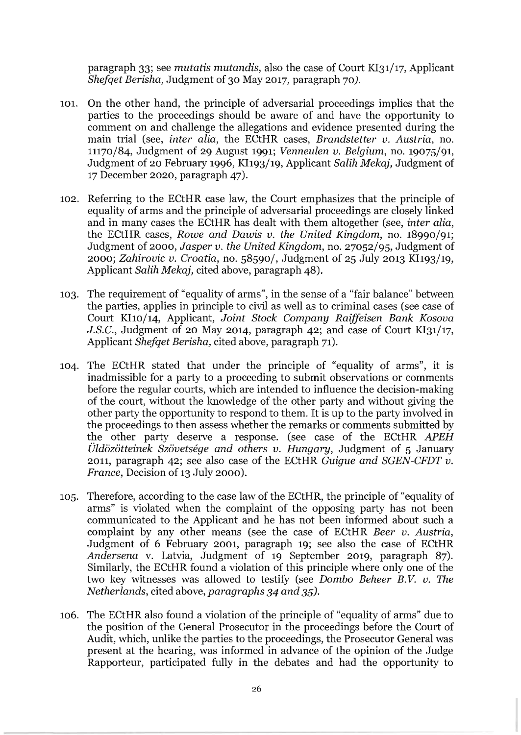paragraph 33; see *mutatis mutandis*, also the case of Court KI31/17, Applicant *Shefqet Berisha*, Judgment of 30 May 2017, paragraph 70*)*.

101. On the other hand, the principle of adversarial proceedings implies that the parties to the proceedings should be aware of and have the opportunity to comment on and challenge the allegations and evidence presented during the main trial (see, *inter alia*, the ECtHR cases, *Brandstetter v. Austria*, no. 11170/84, Judgment of 29 August 1991; *Venneulen v. Belgium*, no. 19075/91, Judgment of 20 February 1996, KI193/19, Applicant *Salih Mekaj*, Judgment of 17 December 2020, paragraph 47).

102. Referring to the ECtHR case law, the Court emphasizes that the principle of equality of arms and the principle of adversarial proceedings are closely linked and in many cases the ECtHR has dealt with them altogether (see, *inter alia*, the ECtHR cases, *Rowe and Dawis v. the United Kingdom*, no. 18990/91; Judgment of 2000, *Jasper v. the United Kingdom*, no. 27052/95, Judgment of 2000; *Zahirovic v. Croatia*, no. 58590/, Judgment of 25 July 2013 KI193/19, Applicant *Salih Mekaj,* cited above, paragraph 48).

103. The requirement of "equality of arms", in the sense of a "fair balance" between the parties, applies in principle to civil as well as to criminal cases (see case of Court KI10/14, Applicant, *Joint Stock Company Raiffeisen Bank Kosova J.S.C.*, Judgment of 20 May 2014, paragraph 42; and case of Court KI31/17, Applicant *Shefqet Berisha,* cited above, paragraph 71).

104. The ECtHR stated that under the principle of "equality of arms", it is inadmissible for a party to a proceeding to submit observations or comments before the regular courts, which are intended to influence the decision-making of the court, without the knowledge of the other party and without giving the other party the opportunity to respond to them. It is up to the party involved in the proceedings to then assess whether the remarks or comments submitted by the other party deserve a response. (see case of the ECtHR *APEH Üldözötteinek Szövetsége and others v. Hungary*, Judgment of 5 January 2011, paragraph 42; see also case of the ECtHR *Guigue and SGEN-CFDT v. France*, Decision of 13 July 2000).

105. Therefore, according to the case law of the ECtHR, the principle of "equality of arms" is violated when the complaint of the opposing party has not been communicated to the Applicant and he has not been informed about such a complaint by any other means (see the case of ECtHR *Beer v. Austria*, Judgment of 6 February 2001, paragraph 19; see also the case of ECtHR *Andersena* v. Latvia, Judgment of 19 September 2019, paragraph 87). Similarly, the ECtHR found a violation of this principle where only one of the two key witnesses was allowed to testify (see *Dombo Beheer B.V. v. The Netherlands*, cited above, *paragraphs 34 and 35)*.

106. The ECtHR also found a violation of the principle of "equality of arms" due to the position of the General Prosecutor in the proceedings before the Court of Audit, which, unlike the parties to the proceedings, the Prosecutor General was present at the hearing, was informed in advance of the opinion of the Judge Rapporteur, participated fully in the debates and had the opportunity to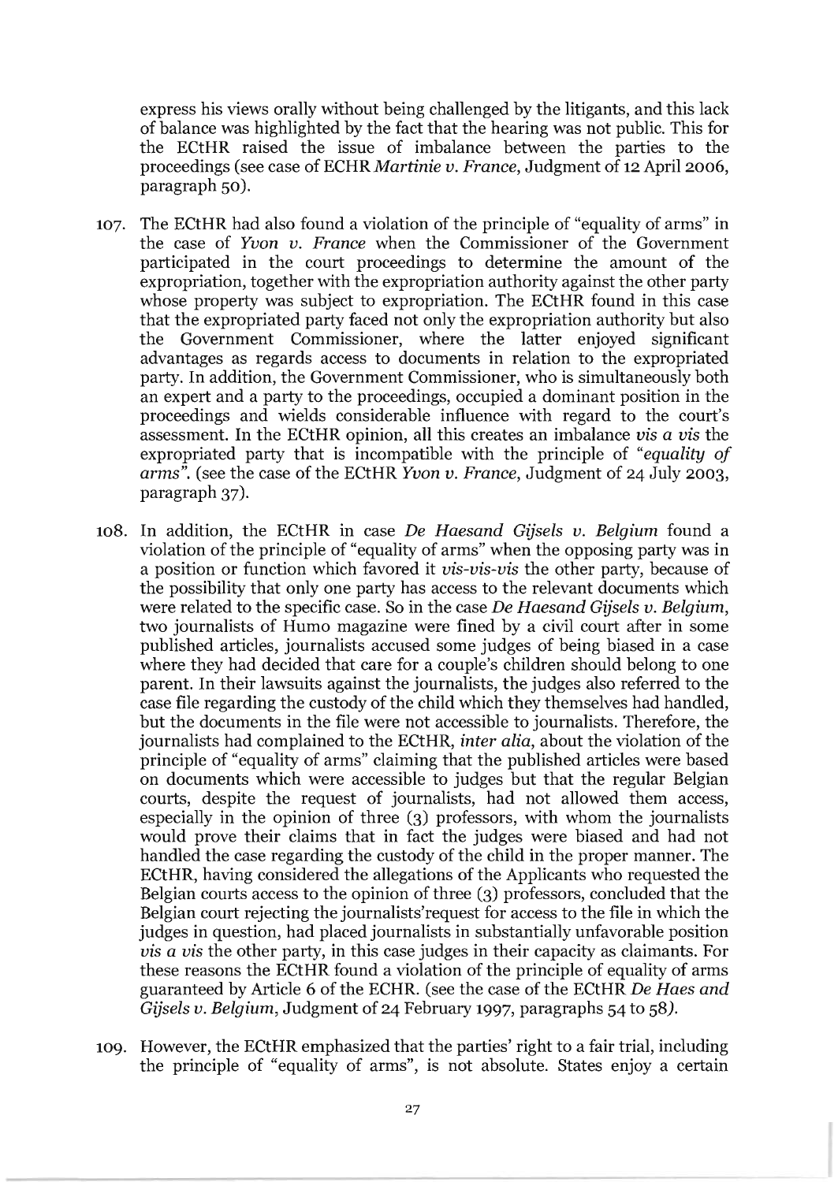express his views orally without being challenged by the litigants, and this lack of balance was highlighted by the fact that the hearing was not public. This for the ECtHR raised the issue of imbalance between the parties to the proceedings (see case of ECHR *Martinie v. France*, Judgment of 12 April 2006, paragraph 50).

107. The ECtHR had also found a violation of the principle of "equality of arms" in the case of *Yvon v. France* when the Commissioner of the Government participated in the court proceedings to determine the amount of the expropriation, together with the expropriation authority against the other party whose property was subject to expropriation. The ECtHR found in this case that the expropriated party faced not only the expropriation authority but also the Government Commissioner, where the latter enjoyed significant advantages as regards access to documents in relation to the expropriated party. In addition, the Government Commissioner, who is simultaneously both an expert and a party to the proceedings, occupied a dominant position in the proceedings and wields considerable influence with regard to the court's assessment. In the ECtHR opinion, all this creates an imbalance *vis a vis* the expropriated party that is incompatible with the principle of *"equality of arms"*. (see the case of the ECtHR *Yvon v. France*, Judgment of 24 July 2003, paragraph 37).

108. In addition, the ECtHR in case *De Haesand Gijsels v. Belgium* found a violation of the principle of "equality of arms" when the opposing party was in a position or function which favored it *vis-vis-vis* the other party, because of the possibility that only one party has access to the relevant documents which were related to the specific case. So in the case *De Haesand Gijsels v. Belgium*, two journalists of Humo magazine were fined by a civil court after in some published articles, journalists accused some judges of being biased in a case where they had decided that care for a couple's children should belong to one parent. In their lawsuits against the journalists, the judges also referred to the case file regarding the custody of the child which they themselves had handled, but the documents in the file were not accessible to journalists. Therefore, the journalists had complained to the ECtHR, *inter alia*, about the violation of the principle of "equality of arms" claiming that the published articles were based on documents which were accessible to judges but that the regular Belgian courts, despite the request of journalists, had not allowed them access, especially in the opinion of three (3) professors, with whom the journalists would prove their claims that in fact the judges were biased and had not handled the case regarding the custody of the child in the proper manner. The ECtHR, having considered the allegations of the Applicants who requested the Belgian courts access to the opinion of three (3) professors, concluded that the Belgian court rejecting the journalists'request for access to the file in which the judges in question, had placed journalists in substantially unfavorable position *vis a vis* the other party, in this case judges in their capacity as claimants. For these reasons the ECtHR found a violation of the principle of equality of arms guaranteed by Article 6 of the ECHR. (see the case of the ECtHR *De Haes and Gijsels v. Belgium*, Judgment of 24 February 1997, paragraphs 54 to 58).

109. However, the ECtHR emphasized that the parties' right to a fair trial, including the principle of "equality of arms", is not absolute. States enjoy a certain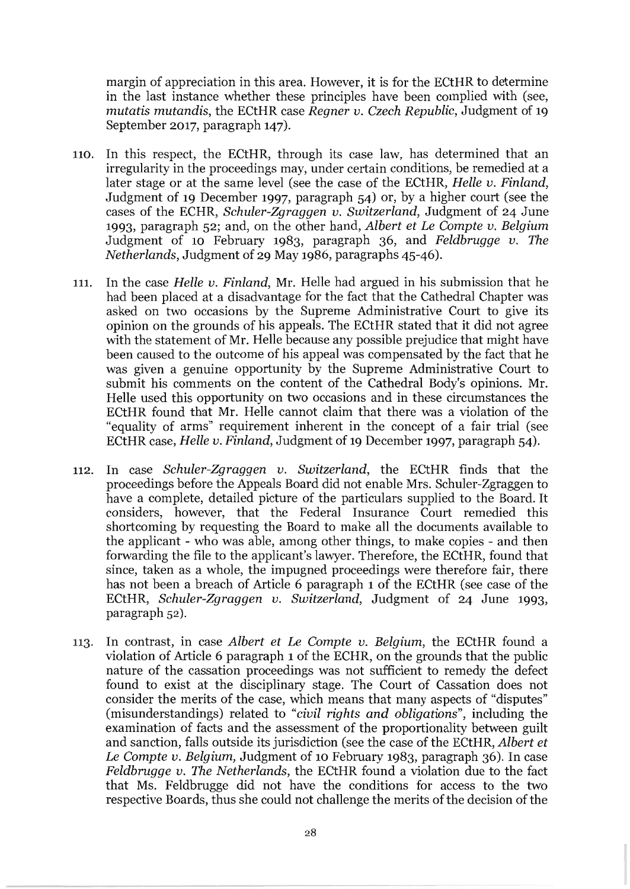margin of appreciation in this area. However, it is for the ECtHR to determine in the last instance whether these principles have been complied with (see, *mutatis mutandis*, the ECtHR case *Regner v. Czech Republic*, Judgment of 19 September 2017, paragraph 147).

110. In this respect, the ECtHR, through its case law, has determined that an irregularity in the proceedings may, under certain conditions, be remedied at a later stage or at the same level (see the case of the ECtHR, *Helle v. Finland*, Judgment of 19 December 1997, paragraph 54) or, by a higher court (see the cases of the ECHR, *Schuler-Zgraggen v. Switzerland*, Judgment of 24 June 1993, paragraph 52; and, on the other hand, *Albert et Le Compte v. Belgium* Judgment of 10 February 1983, paragraph 36, and *Feldbrugge v. The Netherlands*, Judgment of 29 May 1986, paragraphs 45-46).

111. In the case *Helle v. Finland*, Mr. Helle had argued in his submission that he had been placed at a disadvantage for the fact that the Cathedral Chapter was asked on two occasions by the Supreme Administrative Court to give its opinion on the grounds of his appeals. The ECtHR stated that it did not agree with the statement of Mr. Helle because any possible prejudice that might have been caused to the outcome of his appeal was compensated by the fact that he was given a genuine opportunity by the Supreme Administrative Court to submit his comments on the content of the Cathedral Body's opinions. Mr. Helle used this opportunity on two occasions and in these circumstances the ECtHR found that Mr. Helle cannot claim that there was a violation of the "equality of arms" requirement inherent in the concept of a fair trial (see ECtHR case, *Helle v. Finland*, Judgment of 19 December 1997, paragraph 54).

112. In case *Schuler-Zgraggen v. Switzerland*, the ECtHR finds that the proceedings before the Appeals Board did not enable Mrs. Schuler-Zgraggen to have a complete, detailed picture of the particulars supplied to the Board. It considers, however, that the Federal Insurance Court remedied this shortcoming by requesting the Board to make all the documents available to the applicant - who was able, among other things, to make copies - and then forwarding the file to the applicant's lawyer. Therefore, the ECtHR, found that since, taken as a whole, the impugned proceedings were therefore fair, there has not been a breach of Article 6 paragraph 1 of the ECtHR (see case of the ECtHR, *Schuler-Zgraggen v. Switzerland*, Judgment of 24 June 1993, paragraph 52).

113. In contrast, in case *Albert et Le Compte v. Belgium*, the ECtHR found a violation of Article 6 paragraph 1 of the ECHR, on the grounds that the public nature of the cassation proceedings was not sufficient to remedy the defect found to exist at the disciplinary stage. The Court of Cassation does not consider the merits of the case, which means that many aspects of "disputes" (misunderstandings) related to "*civil rights and obligations*", including the examination of facts and the assessment of the proportionality between guilt and sanction, falls outside its jurisdiction (see the case of the ECtHR, *Albert et Le Compte v. Belgium,* Judgment of 10 February 1983, paragraph 36). In case *Feldbrugge v. The Netherlands*, the ECtHR found a violation due to the fact that Ms. Feldbrugge did not have the conditions for access to the two respective Boards, thus she could not challenge the merits of the decision of the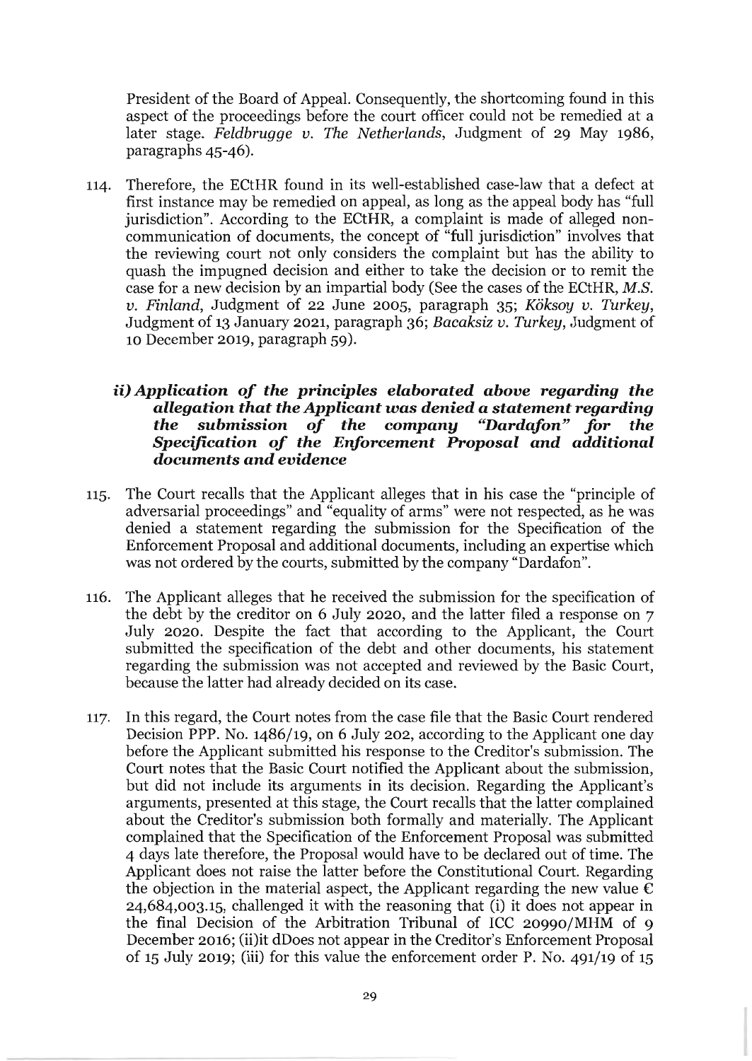President of the Board of Appeal. Consequently, the shortcoming found in this aspect of the proceedings before the court officer could not be remedied at a later stage. *Feldbrugge v. The Netherlands*, Judgment of 29 May 1986, paragraphs 45-46).

114. Therefore, the ECtHR found in its well-established case-law that a defect at first instance may be remedied on appeal, as long as the appeal body has "full jurisdiction". According to the ECtHR, a complaint is made of alleged non-communication of documents, the concept of "full jurisdiction" involves that the reviewing court not only considers the complaint but has the ability to quash the impugned decision and either to take the decision or to remit the case for a new decision by an impartial body (See the cases of the ECtHR, *M.S. v. Finland*, Judgment of 22 June 2005, paragraph 35; *Köksoy v. Turkey*, Judgment of 13 January 2021, paragraph 36; *Bacaksiz v. Turkey*, Judgment of 10 December 2019, paragraph 59).

### *ii) Application of the principles elaborated above regarding the allegation that the Applicant was denied a statement regarding the submission of the company "Dardafon" for the Specification of the Enforcement Proposal and additional documents and evidence*

115. The Court recalls that the Applicant alleges that in his case the "principle of adversarial proceedings" and "equality of arms" were not respected, as he was denied a statement regarding the submission for the Specification of the Enforcement Proposal and additional documents, including an expertise which was not ordered by the courts, submitted by the company "Dardafon".

116. The Applicant alleges that he received the submission for the specification of the debt by the creditor on 6 July 2020, and the latter filed a response on 7 July 2020. Despite the fact that according to the Applicant, the Court submitted the specification of the debt and other documents, his statement regarding the submission was not accepted and reviewed by the Basic Court, because the latter had already decided on its case.

117. In this regard, the Court notes from the case file that the Basic Court rendered Decision PPP. No. 1486/19, on 6 July 202, according to the Applicant one day before the Applicant submitted his response to the Creditor's submission. The Court notes that the Basic Court notified the Applicant about the submission, but did not include its arguments in its decision. Regarding the Applicant's arguments, presented at this stage, the Court recalls that the latter complained about the Creditor's submission both formally and materially. The Applicant complained that the Specification of the Enforcement Proposal was submitted 4 days late therefore, the Proposal would have to be declared out of time. The Applicant does not raise the latter before the Constitutional Court. Regarding the objection in the material aspect, the Applicant regarding the new value € 24,684,003.15, challenged it with the reasoning that (i) it does not appear in the final Decision of the Arbitration Tribunal of ICC 20990/MHM of 9 December 2016; (ii)it dDoes not appear in the Creditor's Enforcement Proposal of 15 July 2019; (iii) for this value the enforcement order P. No. 491/19 of 15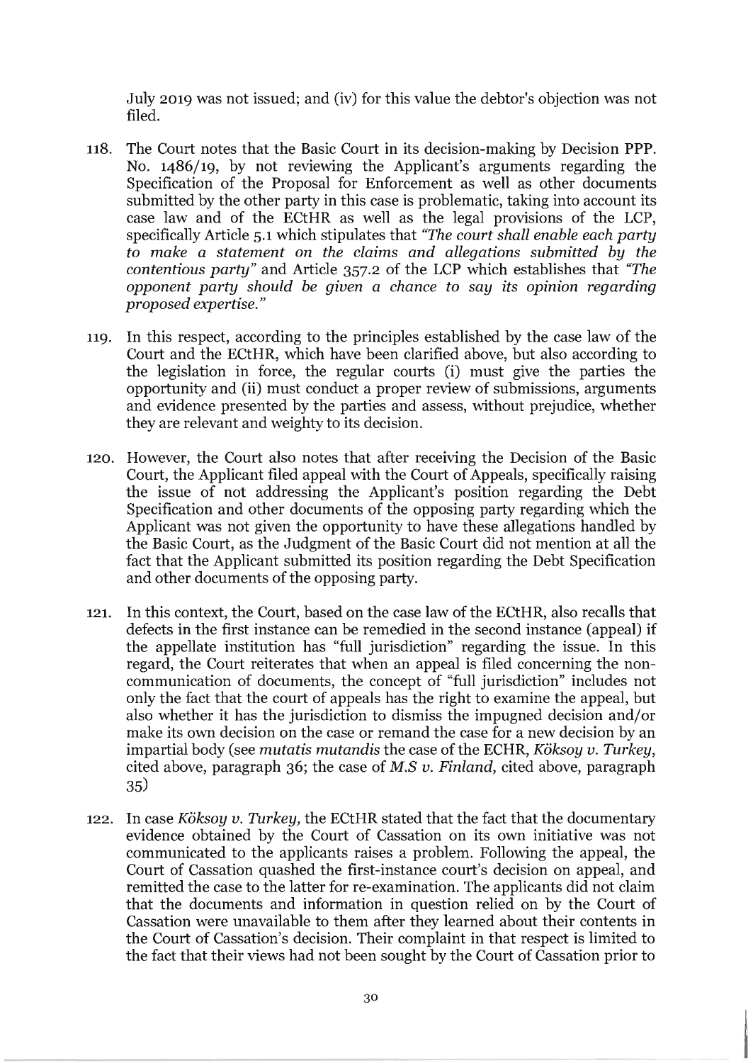July 2019 was not issued; and (iv) for this value the debtor's objection was not filed.

118. The Court notes that the Basic Court in its decision-making by Decision PPP. No. 1486/19, by not reviewing the Applicant's arguments regarding the Specification of the Proposal for Enforcement as well as other documents submitted by the other party in this case is problematic, taking into account its case law and of the ECtHR as well as the legal provisions of the LCP, specifically Article 5.1 which stipulates that *"The court shall enable each party to make a statement on the claims and allegations submitted by the contentious party"* and Article 357.2 of the LCP which establishes that *"The opponent party should be given a chance to say its opinion regarding proposed expertise."*

119. In this respect, according to the principles established by the case law of the Court and the ECtHR, which have been clarified above, but also according to the legislation in force, the regular courts (i) must give the parties the opportunity and (ii) must conduct a proper review of submissions, arguments and evidence presented by the parties and assess, without prejudice, whether they are relevant and weighty to its decision.

120. However, the Court also notes that after receiving the Decision of the Basic Court, the Applicant filed appeal with the Court of Appeals, specifically raising the issue of not addressing the Applicant's position regarding the Debt Specification and other documents of the opposing party regarding which the Applicant was not given the opportunity to have these allegations handled by the Basic Court, as the Judgment of the Basic Court did not mention at all the fact that the Applicant submitted its position regarding the Debt Specification and other documents of the opposing party.

121. In this context, the Court, based on the case law of the ECtHR, also recalls that defects in the first instance can be remedied in the second instance (appeal) if the appellate institution has "full jurisdiction" regarding the issue. In this regard, the Court reiterates that when an appeal is filed concerning the non-communication of documents, the concept of "full jurisdiction" includes not only the fact that the court of appeals has the right to examine the appeal, but also whether it has the jurisdiction to dismiss the impugned decision and/or make its own decision on the case or remand the case for a new decision by an impartial body (see *mutatis mutandis* the case of the ECHR, *Köksoy v. Turkey*, cited above, paragraph 36; the case of *M.S v. Finland*, cited above, paragraph 35)

122. In case *Köksoy v. Turkey*, the ECtHR stated that the fact that the documentary evidence obtained by the Court of Cassation on its own initiative was not communicated to the applicants raises a problem. Following the appeal, the Court of Cassation quashed the first-instance court's decision on appeal, and remitted the case to the latter for re-examination. The applicants did not claim that the documents and information in question relied on by the Court of Cassation were unavailable to them after they learned about their contents in the Court of Cassation's decision. Their complaint in that respect is limited to the fact that their views had not been sought by the Court of Cassation prior to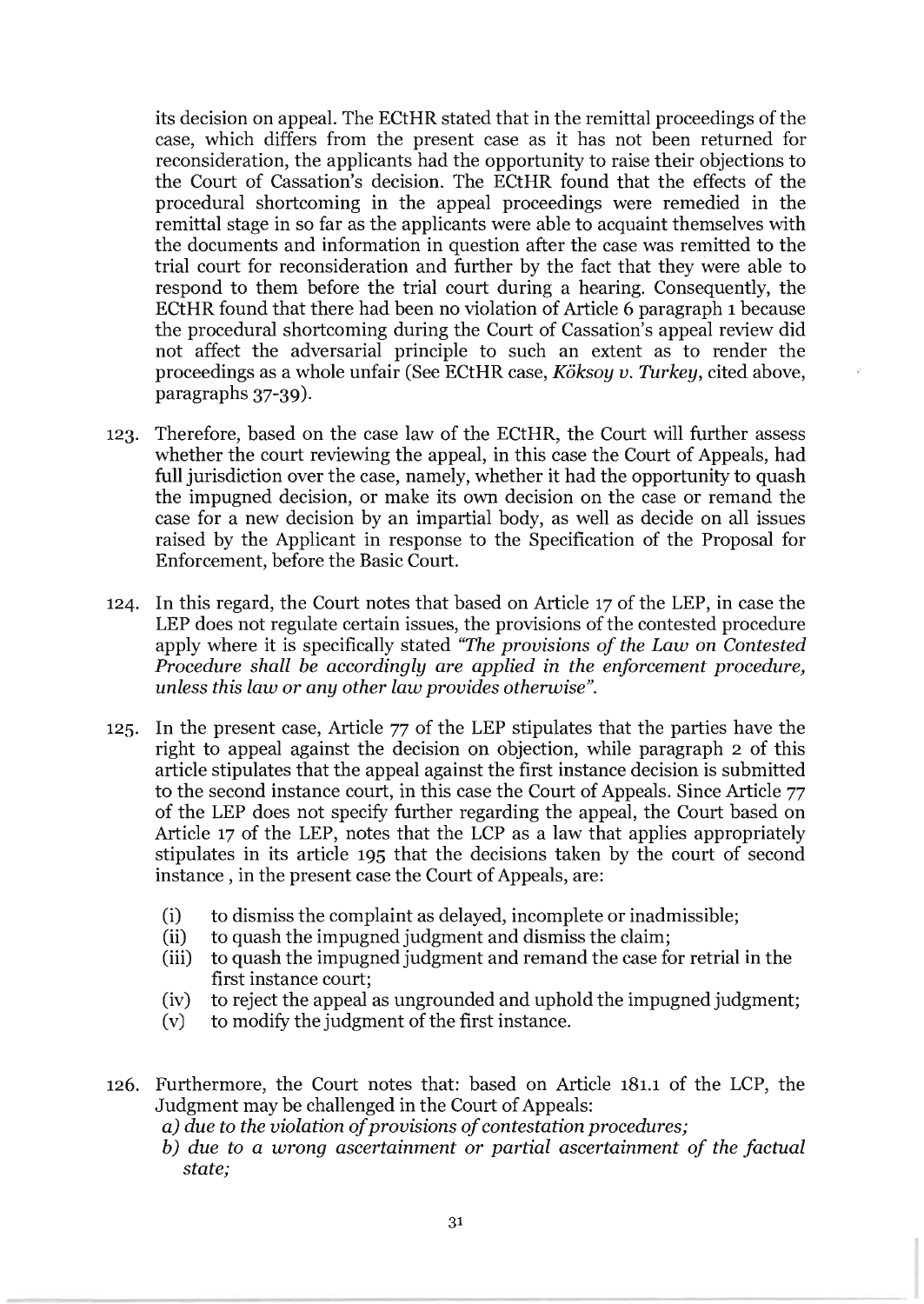its decision on appeal. The ECtHR stated that in the remittal proceedings of the case, which differs from the present case as it has not been returned for reconsideration, the applicants had the opportunity to raise their objections to the Court of Cassation's decision. The ECtHR found that the effects of the procedural shortcoming in the appeal proceedings were remedied in the remittal stage in so far as the applicants were able to acquaint themselves with the documents and information in question after the case was remitted to the trial court for reconsideration and further by the fact that they were able to respond to them before the trial court during a hearing. Consequently, the ECtHR found that there had been no violation of Article 6 paragraph 1 because the procedural shortcoming during the Court of Cassation's appeal review did not affect the adversarial principle to such an extent as to render the proceedings as a whole unfair (See ECtHR case, *Köksoy v. Turkey*, cited above, paragraphs 37-39).

123. Therefore, based on the case law of the ECtHR, the Court will further assess whether the court reviewing the appeal, in this case the Court of Appeals, had full jurisdiction over the case, namely, whether it had the opportunity to quash the impugned decision, or make its own decision on the case or remand the case for a new decision by an impartial body, as well as decide on all issues raised by the Applicant in response to the Specification of the Proposal for Enforcement, before the Basic Court.

124. In this regard, the Court notes that based on Article 17 of the LEP, in case the LEP does not regulate certain issues, the provisions of the contested procedure apply where it is specifically stated *"The provisions of the Law on Contested Procedure shall be accordingly are applied in the enforcement procedure, unless this law or any other law provides otherwise"*.

125. In the present case, Article 77 of the LEP stipulates that the parties have the right to appeal against the decision on objection, while paragraph 2 of this article stipulates that the appeal against the first instance decision is submitted to the second instance court, in this case the Court of Appeals. Since Article 77 of the LEP does not specify further regarding the appeal, the Court based on Article 17 of the LEP, notes that the LCP as a law that applies appropriately stipulates in its article 195 that the decisions taken by the court of second instance , in the present case the Court of Appeals, are:

    (i) to dismiss the complaint as delayed, incomplete or inadmissible;
    (ii) to quash the impugned judgment and dismiss the claim;
    (iii) to quash the impugned judgment and remand the case for retrial in the first instance court;
    (iv) to reject the appeal as ungrounded and uphold the impugned judgment;
    (v) to modify the judgment of the first instance.

126. Furthermore, the Court notes that: based on Article 181.1 of the LCP, the Judgment may be challenged in the Court of Appeals:
    *a) due to the violation of provisions of contestation procedures;*
    *b) due to a wrong ascertainment or partial ascertainment of the factual state;*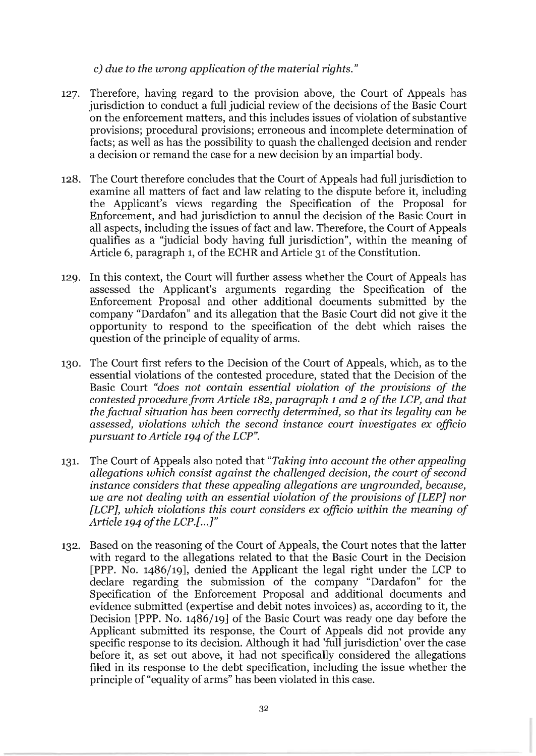*c) due to the wrong application of the material rights."*

127. Therefore, having regard to the provision above, the Court of Appeals has jurisdiction to conduct a full judicial review of the decisions of the Basic Court on the enforcement matters, and this includes issues of violation of substantive provisions; procedural provisions; erroneous and incomplete determination of facts; as well as has the possibility to quash the challenged decision and render a decision or remand the case for a new decision by an impartial body.

128. The Court therefore concludes that the Court of Appeals had full jurisdiction to examine all matters of fact and law relating to the dispute before it, including the Applicant's views regarding the Specification of the Proposal for Enforcement, and had jurisdiction to annul the decision of the Basic Court in all aspects, including the issues of fact and law. Therefore, the Court of Appeals qualifies as a "judicial body having full jurisdiction", within the meaning of Article 6, paragraph 1, of the ECHR and Article 31 of the Constitution.

129. In this context, the Court will further assess whether the Court of Appeals has assessed the Applicant's arguments regarding the Specification of the Enforcement Proposal and other additional documents submitted by the company "Dardafon" and its allegation that the Basic Court did not give it the opportunity to respond to the specification of the debt which raises the question of the principle of equality of arms.

130. The Court first refers to the Decision of the Court of Appeals, which, as to the essential violations of the contested procedure, stated that the Decision of the Basic Court *"does not contain essential violation of the provisions of the contested procedure from Article 182, paragraph 1 and 2 of the LCP, and that the factual situation has been correctly determined, so that its legality can be assessed, violations which the second instance court investigates ex officio pursuant to Article 194 of the LCP"*.

131. The Court of Appeals also noted that *"Taking into account the other appealing allegations which consist against the challenged decision, the court of second instance considers that these appealing allegations are ungrounded, because, we are not dealing with an essential violation of the provisions of [LEP] nor [LCP], which violations this court considers ex officio within the meaning of Article 194 of the LCP.[...]"*

132. Based on the reasoning of the Court of Appeals, the Court notes that the latter with regard to the allegations related to that the Basic Court in the Decision [PPP. No. 1486/19], denied the Applicant the legal right under the LCP to declare regarding the submission of the company "Dardafon" for the Specification of the Enforcement Proposal and additional documents and evidence submitted (expertise and debit notes invoices) as, according to it, the Decision [PPP. No. 1486/19] of the Basic Court was ready one day before the Applicant submitted its response, the Court of Appeals did not provide any specific response to its decision. Although it had 'full jurisdiction' over the case before it, as set out above, it had not specifically considered the allegations filed in its response to the debt specification, including the issue whether the principle of "equality of arms" has been violated in this case.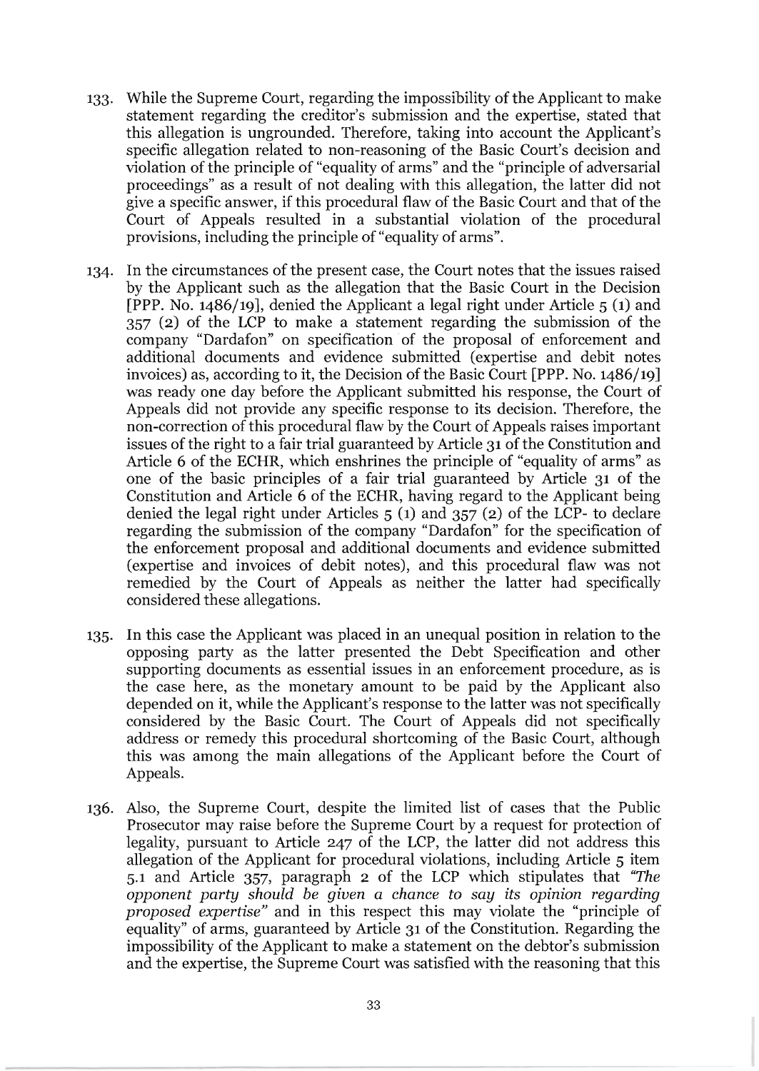133. While the Supreme Court, regarding the impossibility of the Applicant to make statement regarding the creditor's submission and the expertise, stated that this allegation is ungrounded. Therefore, taking into account the Applicant's specific allegation related to non-reasoning of the Basic Court's decision and violation of the principle of "equality of arms" and the "principle of adversarial proceedings" as a result of not dealing with this allegation, the latter did not give a specific answer, if this procedural flaw of the Basic Court and that of the Court of Appeals resulted in a substantial violation of the procedural provisions, including the principle of "equality of arms".

134. In the circumstances of the present case, the Court notes that the issues raised by the Applicant such as the allegation that the Basic Court in the Decision [PPP. No. 1486/19], denied the Applicant a legal right under Article 5 (1) and 357 (2) of the LCP to make a statement regarding the submission of the company "Dardafon" on specification of the proposal of enforcement and additional documents and evidence submitted (expertise and debit notes invoices) as, according to it, the Decision of the Basic Court [PPP. No. 1486/19] was ready one day before the Applicant submitted his response, the Court of Appeals did not provide any specific response to its decision. Therefore, the non-correction of this procedural flaw by the Court of Appeals raises important issues of the right to a fair trial guaranteed by Article 31 of the Constitution and Article 6 of the ECHR, which enshrines the principle of "equality of arms" as one of the basic principles of a fair trial guaranteed by Article 31 of the Constitution and Article 6 of the ECHR, having regard to the Applicant being denied the legal right under Articles 5 (1) and 357 (2) of the LCP- to declare regarding the submission of the company "Dardafon" for the specification of the enforcement proposal and additional documents and evidence submitted (expertise and invoices of debit notes), and this procedural flaw was not remedied by the Court of Appeals as neither the latter had specifically considered these allegations.

135. In this case the Applicant was placed in an unequal position in relation to the opposing party as the latter presented the Debt Specification and other supporting documents as essential issues in an enforcement procedure, as is the case here, as the monetary amount to be paid by the Applicant also depended on it, while the Applicant's response to the latter was not specifically considered by the Basic Court. The Court of Appeals did not specifically address or remedy this procedural shortcoming of the Basic Court, although this was among the main allegations of the Applicant before the Court of Appeals.

136. Also, the Supreme Court, despite the limited list of cases that the Public Prosecutor may raise before the Supreme Court by a request for protection of legality, pursuant to Article 247 of the LCP, the latter did not address this allegation of the Applicant for procedural violations, including Article 5 item 5.1 and Article 357, paragraph 2 of the LCP which stipulates that *"The opponent party should be given a chance to say its opinion regarding proposed expertise"* and in this respect this may violate the "principle of equality" of arms, guaranteed by Article 31 of the Constitution. Regarding the impossibility of the Applicant to make a statement on the debtor's submission and the expertise, the Supreme Court was satisfied with the reasoning that this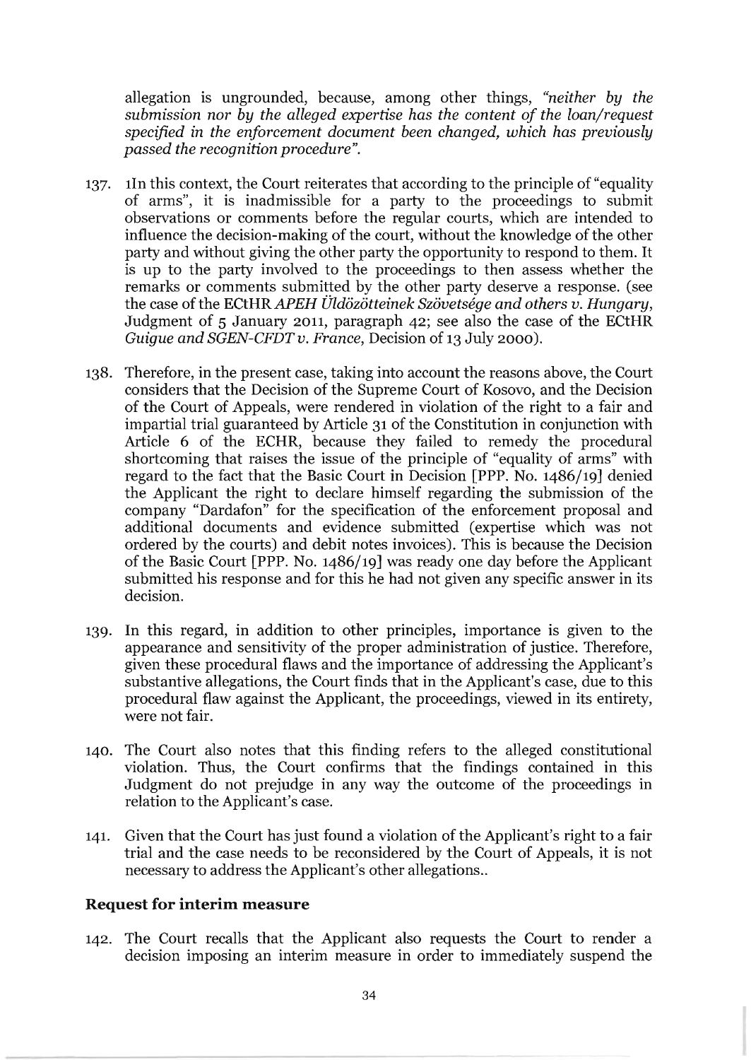allegation is ungrounded, because, among other things, *"neither by the submission nor by the alleged expertise has the content of the loan/request specified in the enforcement document been changed, which has previously passed the recognition procedure"*.

137. 1In this context, the Court reiterates that according to the principle of "equality of arms", it is inadmissible for a party to the proceedings to submit observations or comments before the regular courts, which are intended to influence the decision-making of the court, without the knowledge of the other party and without giving the other party the opportunity to respond to them. It is up to the party involved to the proceedings to then assess whether the remarks or comments submitted by the other party deserve a response. (see the case of the ECtHR *APEH Üldözötteinek Szövetsége and others v. Hungary*, Judgment of 5 January 2011, paragraph 42; see also the case of the ECtHR *Guigue and SGEN-CFDT v. France*, Decision of 13 July 2000).

138. Therefore, in the present case, taking into account the reasons above, the Court considers that the Decision of the Supreme Court of Kosovo, and the Decision of the Court of Appeals, were rendered in violation of the right to a fair and impartial trial guaranteed by Article 31 of the Constitution in conjunction with Article 6 of the ECHR, because they failed to remedy the procedural shortcoming that raises the issue of the principle of "equality of arms" with regard to the fact that the Basic Court in Decision [PPP. No. 1486/19] denied the Applicant the right to declare himself regarding the submission of the company "Dardafon" for the specification of the enforcement proposal and additional documents and evidence submitted (expertise which was not ordered by the courts) and debit notes invoices). This is because the Decision of the Basic Court [PPP. No. 1486/19] was ready one day before the Applicant submitted his response and for this he had not given any specific answer in its decision.

139. In this regard, in addition to other principles, importance is given to the appearance and sensitivity of the proper administration of justice. Therefore, given these procedural flaws and the importance of addressing the Applicant's substantive allegations, the Court finds that in the Applicant's case, due to this procedural flaw against the Applicant, the proceedings, viewed in its entirety, were not fair.

140. The Court also notes that this finding refers to the alleged constitutional violation. Thus, the Court confirms that the findings contained in this Judgment do not prejudge in any way the outcome of the proceedings in relation to the Applicant's case.

141. Given that the Court has just found a violation of the Applicant's right to a fair trial and the case needs to be reconsidered by the Court of Appeals, it is not necessary to address the Applicant's other allegations..

## Request for interim measure

142. The Court recalls that the Applicant also requests the Court to render a decision imposing an interim measure in order to immediately suspend the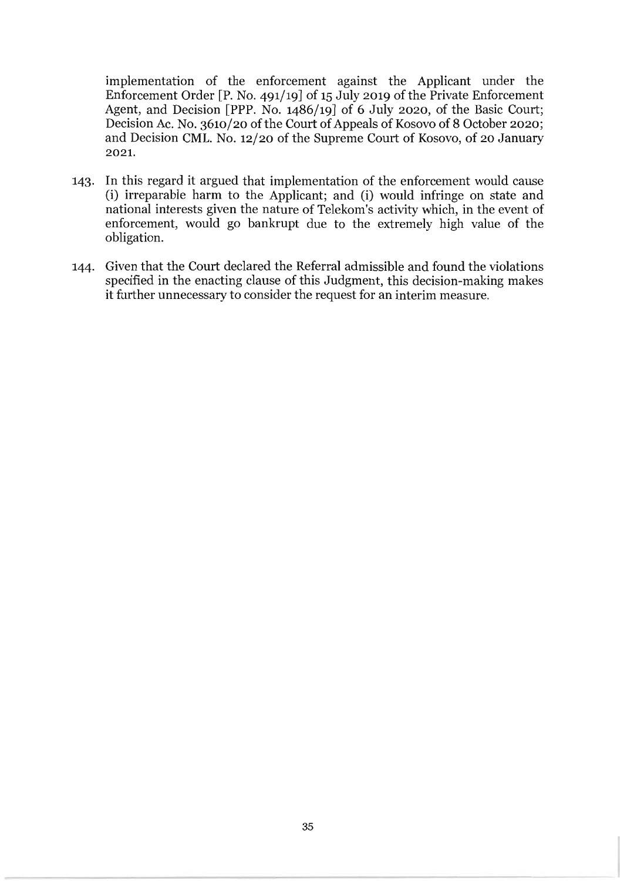implementation of the enforcement against the Applicant under the Enforcement Order [P. No. 491/19] of 15 July 2019 of the Private Enforcement Agent, and Decision [PPP. No. 1486/19] of 6 July 2020, of the Basic Court; Decision Ac. No. 3610/20 of the Court of Appeals of Kosovo of 8 October 2020; and Decision CML. No. 12/20 of the Supreme Court of Kosovo, of 20 January 2021.

143. In this regard it argued that implementation of the enforcement would cause (i) irreparable harm to the Applicant; and (i) would infringe on state and national interests given the nature of Telekom's activity which, in the event of enforcement, would go bankrupt due to the extremely high value of the obligation.

144. Given that the Court declared the Referral admissible and found the violations specified in the enacting clause of this Judgment, this decision-making makes it further unnecessary to consider the request for an interim measure.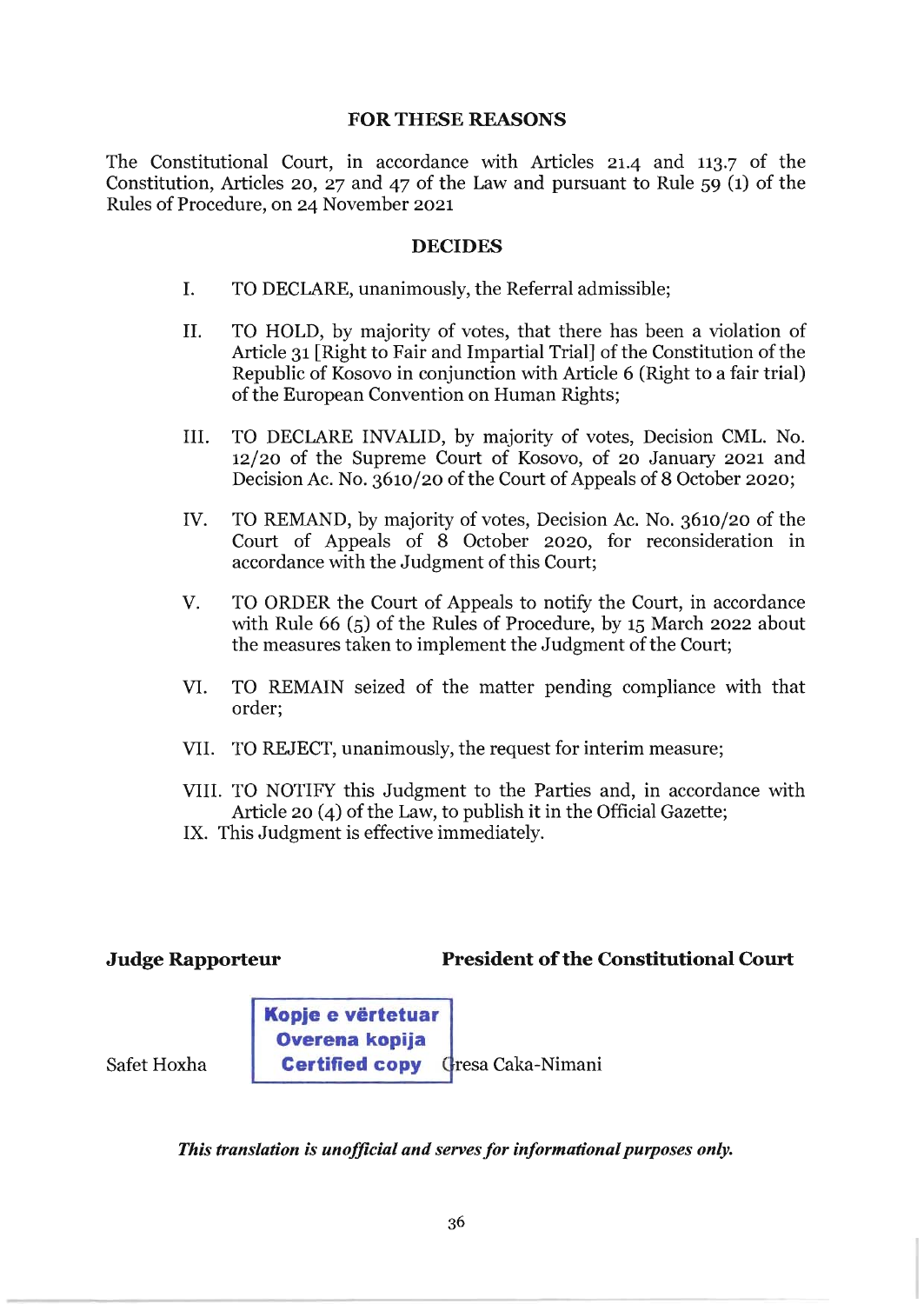## FOR THESE REASONS

The Constitutional Court, in accordance with Articles 21.4 and 113.7 of the Constitution, Articles 20, 27 and 47 of the Law and pursuant to Rule 59 (1) of the Rules of Procedure, on 24 November 2021

## DECIDES

I. TO DECLARE, unanimously, the Referral admissible;

II. TO HOLD, by majority of votes, that there has been a violation of Article 31 [Right to Fair and Impartial Trial] of the Constitution of the Republic of Kosovo in conjunction with Article 6 (Right to a fair trial) of the European Convention on Human Rights;

III. TO DECLARE INVALID, by majority of votes, Decision CML. No. 12/20 of the Supreme Court of Kosovo, of 20 January 2021 and Decision Ac. No. 3610/20 of the Court of Appeals of 8 October 2020;

IV. TO REMAND, by majority of votes, Decision Ac. No. 3610/20 of the Court of Appeals of 8 October 2020, for reconsideration in accordance with the Judgment of this Court;

V. TO ORDER the Court of Appeals to notify the Court, in accordance with Rule 66 (5) of the Rules of Procedure, by 15 March 2022 about the measures taken to implement the Judgment of the Court;

VI. TO REMAIN seized of the matter pending compliance with that order;

VII. TO REJECT, unanimously, the request for interim measure;

VIII. TO NOTIFY this Judgment to the Parties and, in accordance with Article 20 (4) of the Law, to publish it in the Official Gazette;

IX. This Judgment is effective immediately.

**Judge Rapporteur** **President of the Constitutional Court**

**Kopje e vërtetuar**
**Overena kopija**
**Certified copy**

Safet Hoxha Gresa Caka-Nimani

***This translation is unofficial and serves for informational purposes only.***